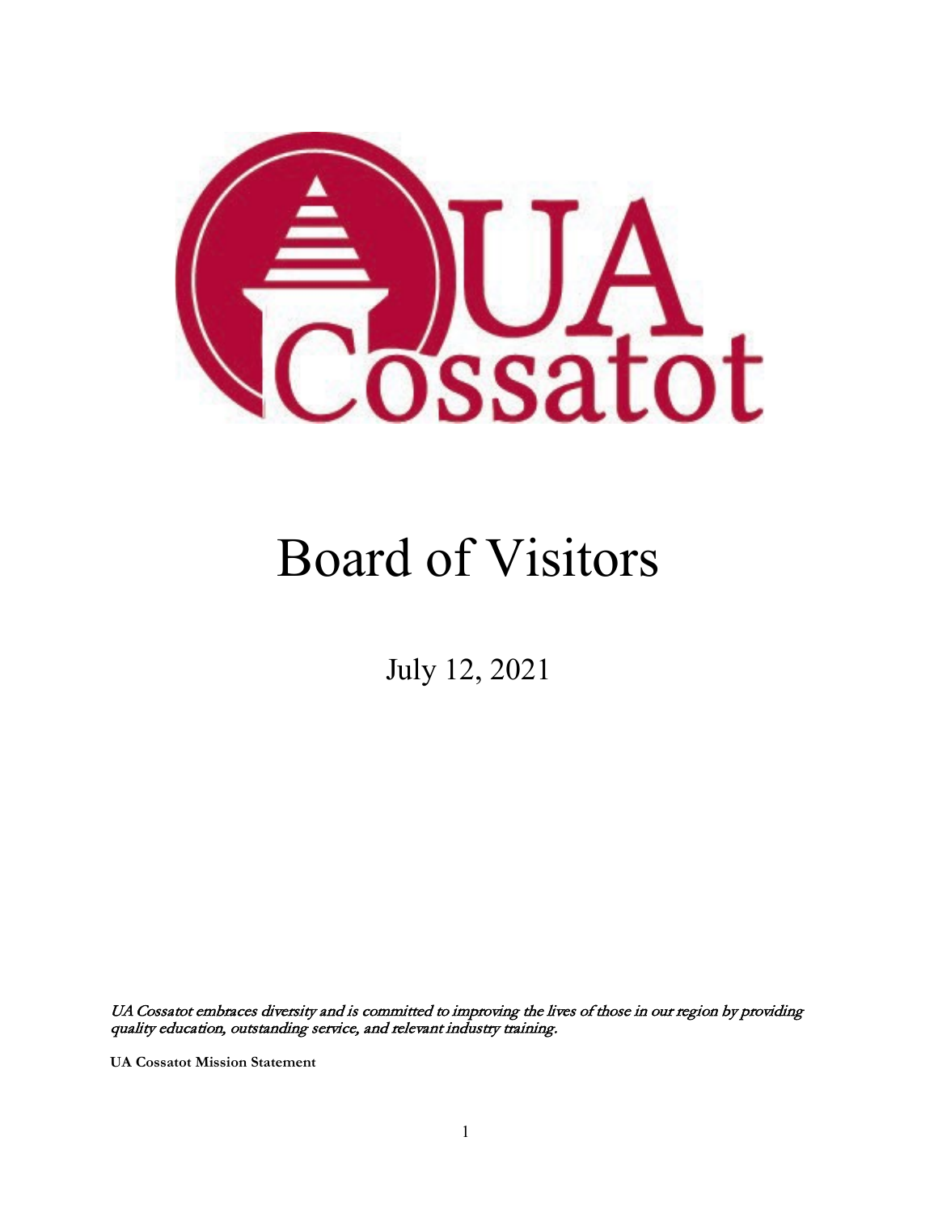UA Cossatot

# Board of Visitors

July 12, 2021

*UA Cossatot embraces diversity and is committed to improving the lives of those in our region by providing quality education, outstanding service, and relevant industry training.*

**UA Cossatot Mission Statement**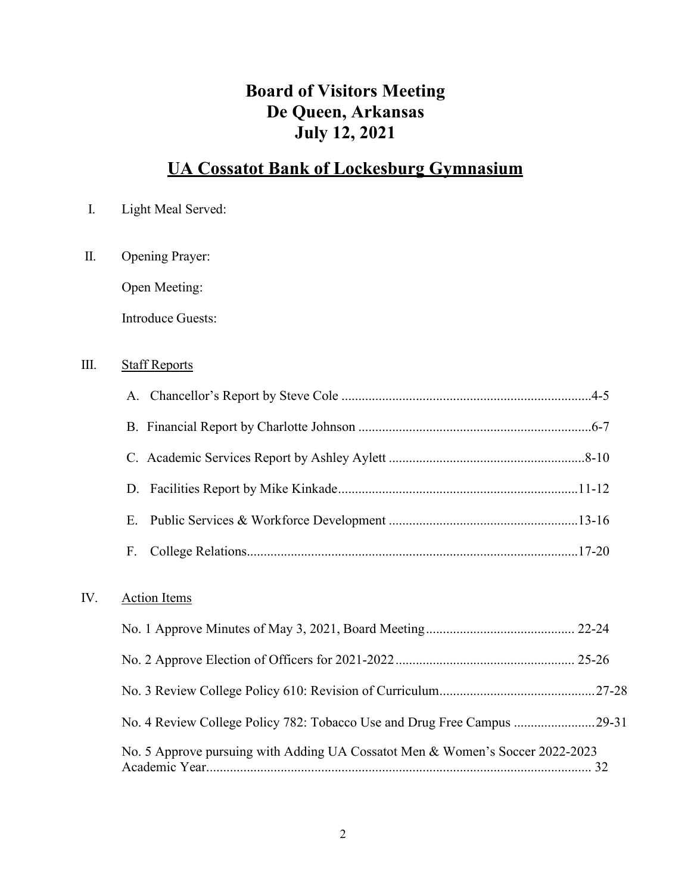# Board of Visitors Meeting
# De Queen, Arkansas
# July 12, 2021

## UA Cossatot Bank of Lockesburg Gymnasium

I. Light Meal Served:

II. Opening Prayer:

Open Meeting:

Introduce Guests:

III. Staff Reports

A. Chancellor's Report by Steve Cole ..........................................................................4-5

B. Financial Report by Charlotte Johnson .....................................................................6-7

C. Academic Services Report by Ashley Aylett ..........................................................8-10

D. Facilities Report by Mike Kinkade.......................................................................11-12

E. Public Services & Workforce Development ........................................................13-16

F. College Relations..................................................................................................17-20

IV. Action Items

No. 1 Approve Minutes of May 3, 2021, Board Meeting............................................ 22-24

No. 2 Approve Election of Officers for 2021-2022.................................................... 25-26

No. 3 Review College Policy 610: Revision of Curriculum.............................................27-28

No. 4 Review College Policy 782: Tobacco Use and Drug Free Campus ........................29-31

No. 5 Approve pursuing with Adding UA Cossatot Men & Women's Soccer 2022-2023 Academic Year.................................................................................................................. 32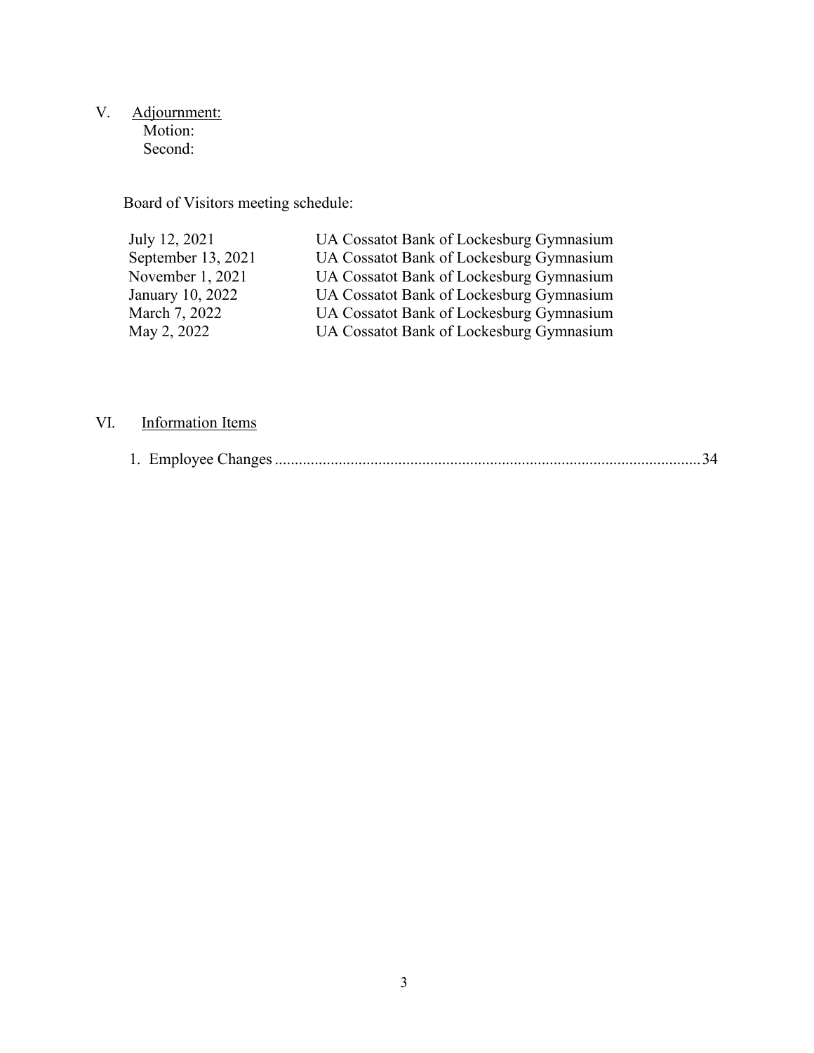V. <u>Adjournment:</u>

Motion:

Second:

Board of Visitors meeting schedule:

| | |
|---|---|
| July 12, 2021 | UA Cossatot Bank of Lockesburg Gymnasium |
| September 13, 2021 | UA Cossatot Bank of Lockesburg Gymnasium |
| November 1, 2021 | UA Cossatot Bank of Lockesburg Gymnasium |
| January 10, 2022 | UA Cossatot Bank of Lockesburg Gymnasium |
| March 7, 2022 | UA Cossatot Bank of Lockesburg Gymnasium |
| May 2, 2022 | UA Cossatot Bank of Lockesburg Gymnasium |

VI. <u>Information Items</u>

1. Employee Changes ........................................................................................................34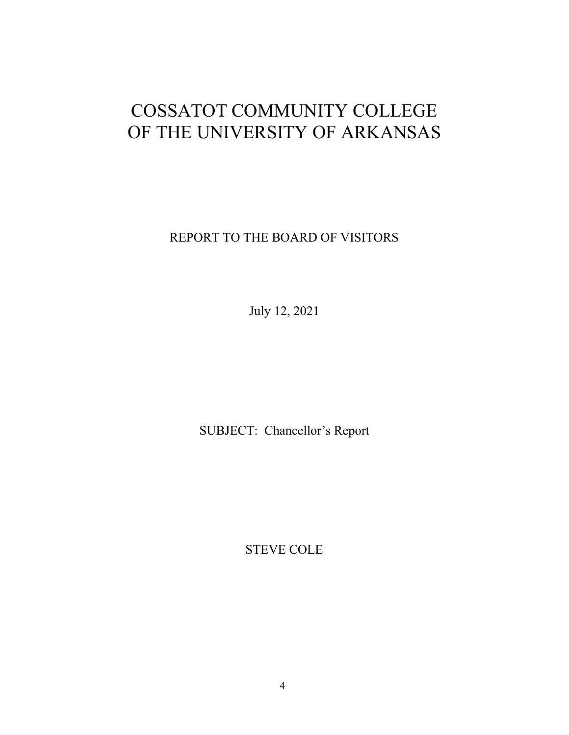# COSSATOT COMMUNITY COLLEGE OF THE UNIVERSITY OF ARKANSAS

REPORT TO THE BOARD OF VISITORS

July 12, 2021

SUBJECT: Chancellor's Report

STEVE COLE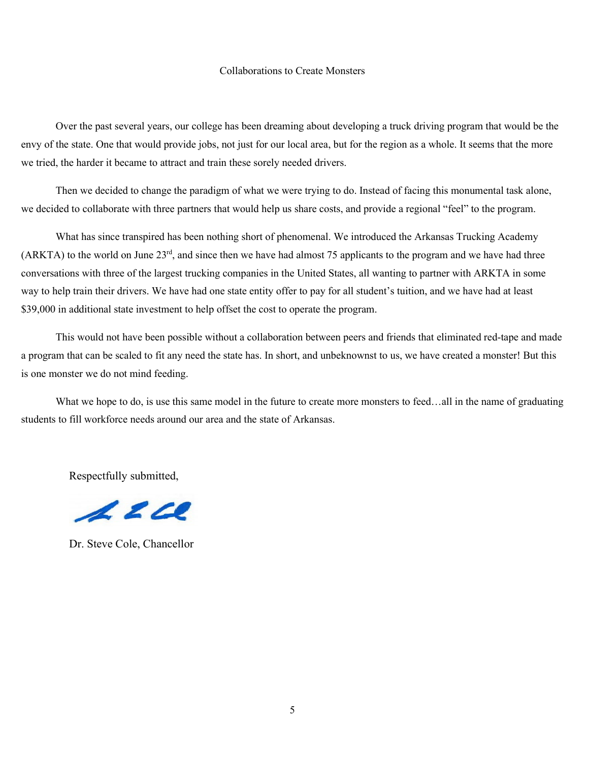## Collaborations to Create Monsters

Over the past several years, our college has been dreaming about developing a truck driving program that would be the envy of the state. One that would provide jobs, not just for our local area, but for the region as a whole. It seems that the more we tried, the harder it became to attract and train these sorely needed drivers.

Then we decided to change the paradigm of what we were trying to do. Instead of facing this monumental task alone, we decided to collaborate with three partners that would help us share costs, and provide a regional "feel" to the program.

What has since transpired has been nothing short of phenomenal. We introduced the Arkansas Trucking Academy (ARKTA) to the world on June 23rd, and since then we have had almost 75 applicants to the program and we have had three conversations with three of the largest trucking companies in the United States, all wanting to partner with ARKTA in some way to help train their drivers. We have had one state entity offer to pay for all student's tuition, and we have had at least $39,000 in additional state investment to help offset the cost to operate the program.

This would not have been possible without a collaboration between peers and friends that eliminated red-tape and made a program that can be scaled to fit any need the state has. In short, and unbeknownst to us, we have created a monster! But this is one monster we do not mind feeding.

What we hope to do, is use this same model in the future to create more monsters to feed…all in the name of graduating students to fill workforce needs around our area and the state of Arkansas.

Respectfully submitted,

Dr. Steve Cole, Chancellor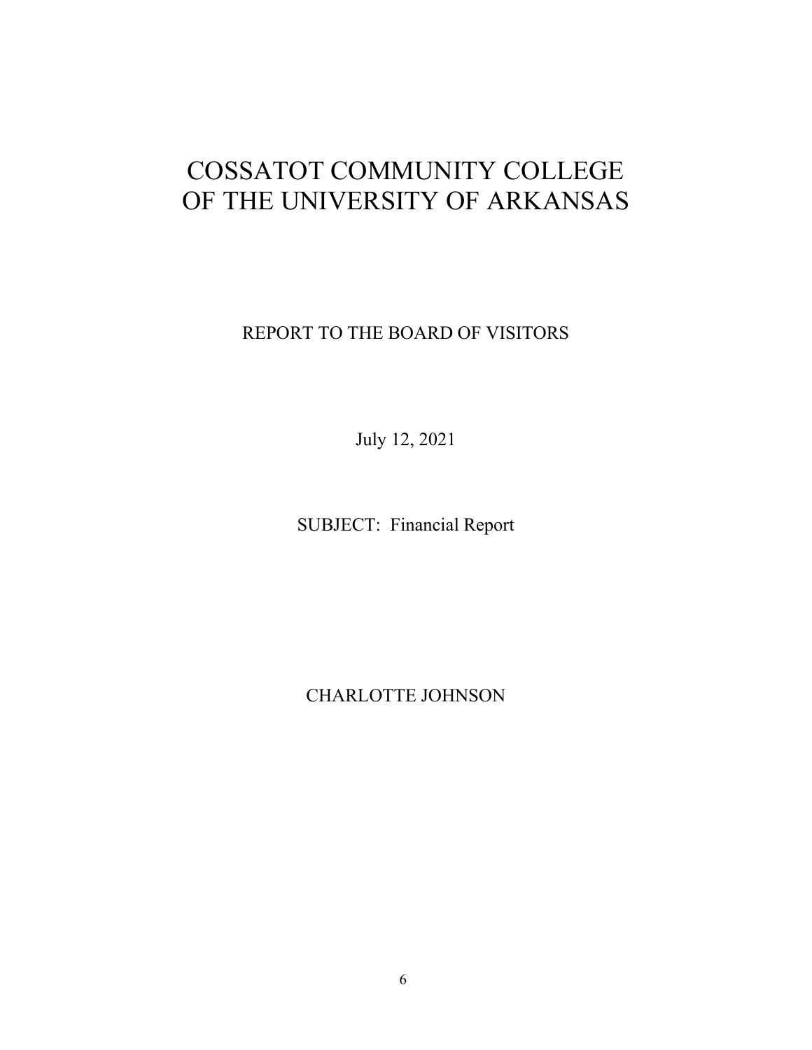# COSSATOT COMMUNITY COLLEGE
# OF THE UNIVERSITY OF ARKANSAS

REPORT TO THE BOARD OF VISITORS

July 12, 2021

SUBJECT: Financial Report

CHARLOTTE JOHNSON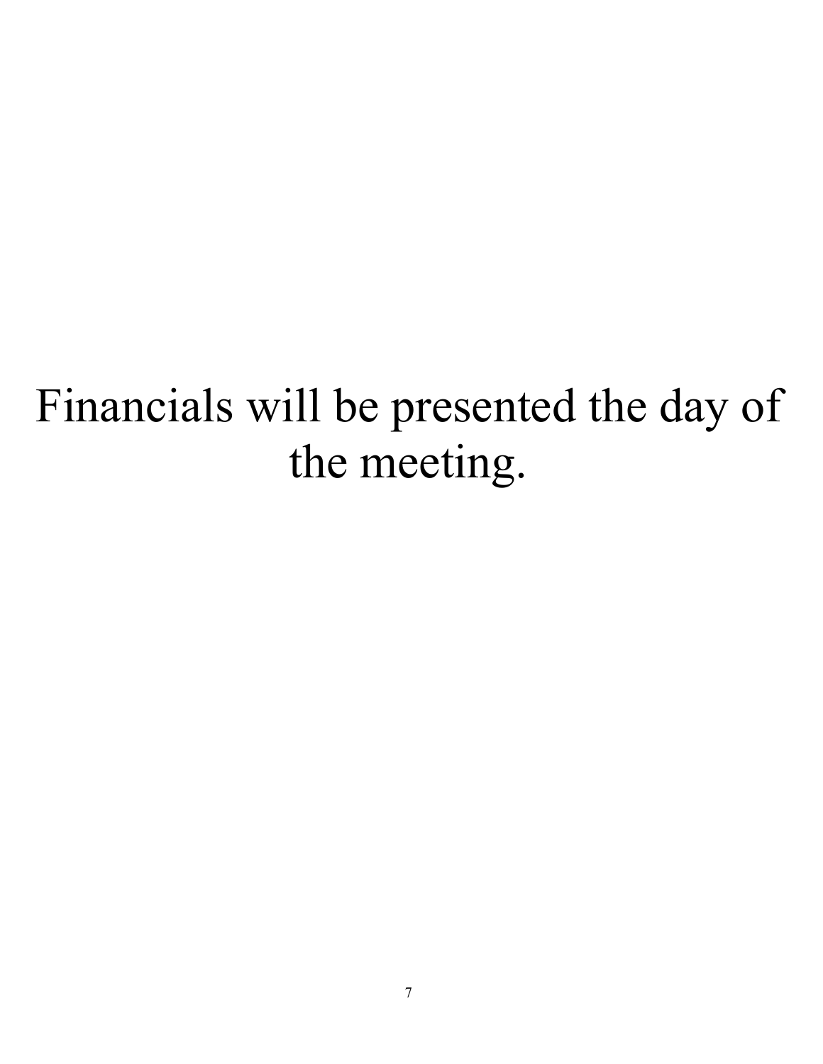Financials will be presented the day of the meeting.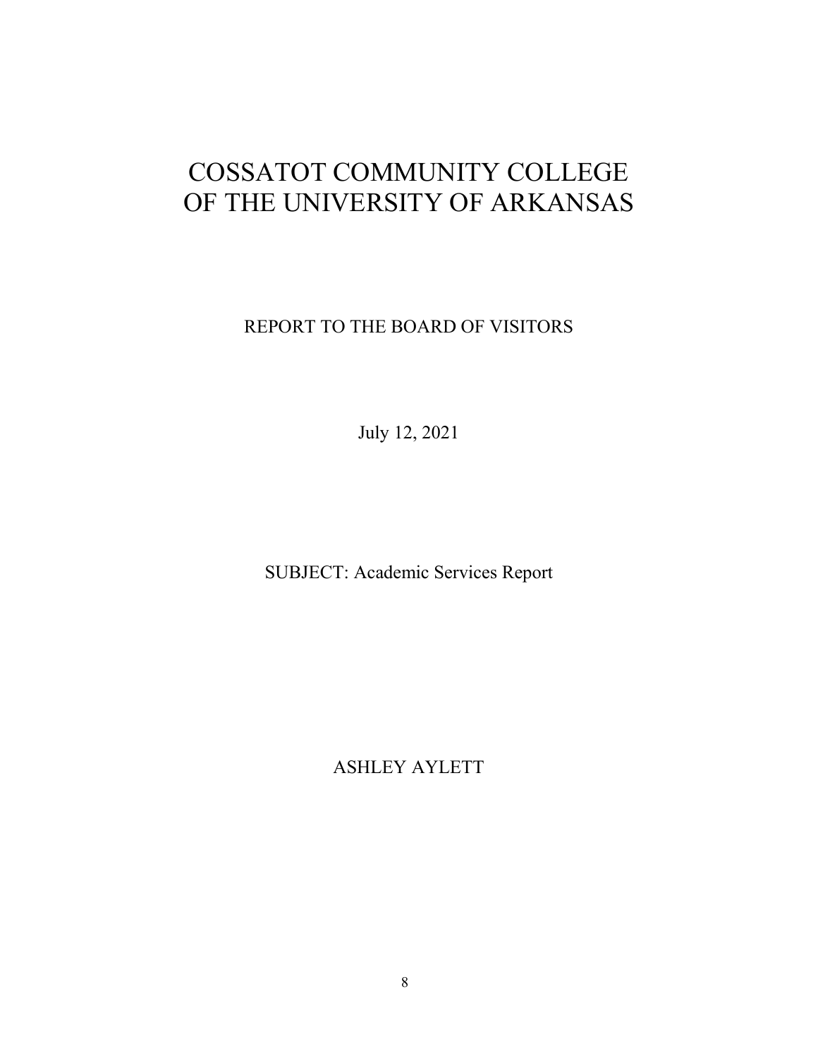# COSSATOT COMMUNITY COLLEGE OF THE UNIVERSITY OF ARKANSAS

REPORT TO THE BOARD OF VISITORS

July 12, 2021

SUBJECT: Academic Services Report

ASHLEY AYLETT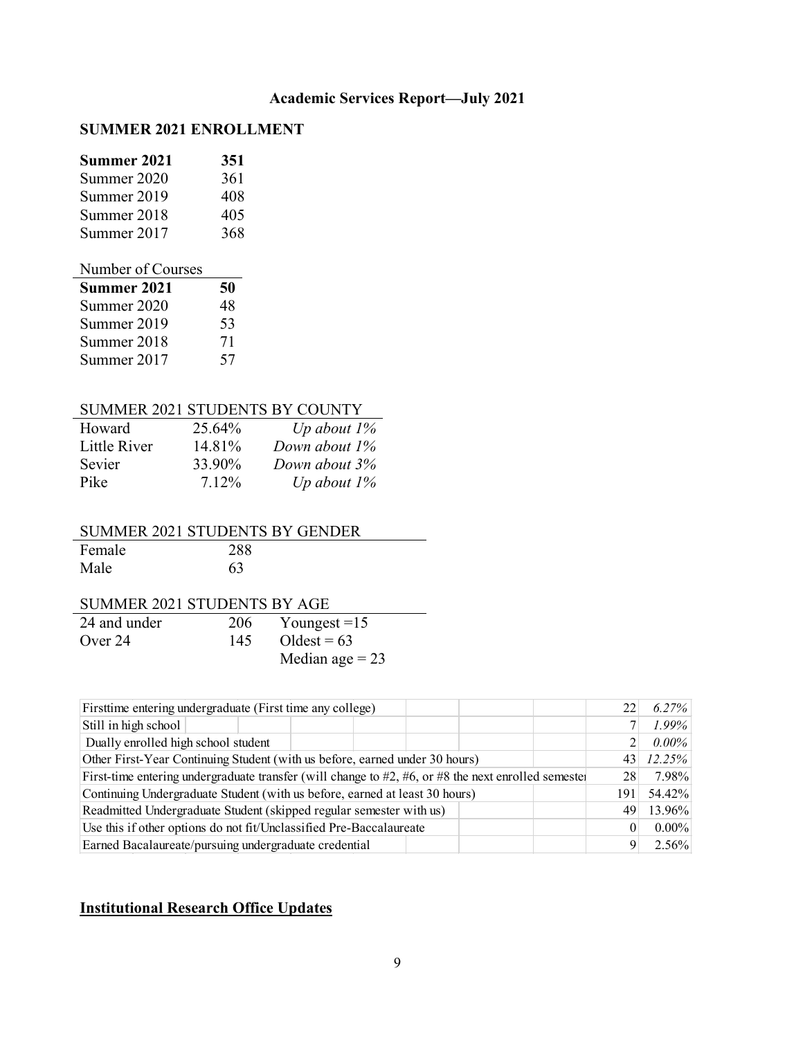## Academic Services Report—July 2021

### SUMMER 2021 ENROLLMENT

| | |
|---|---|
| **Summer 2021** | **351** |
| Summer 2020 | 361 |
| Summer 2019 | 408 |
| Summer 2018 | 405 |
| Summer 2017 | 368 |

| Number of Courses | |
|---|---|
| **Summer 2021** | **50** |
| Summer 2020 | 48 |
| Summer 2019 | 53 |
| Summer 2018 | 71 |
| Summer 2017 | 57 |

| SUMMER 2021 STUDENTS BY COUNTY | | |
|---|---|---|
| Howard | 25.64% | *Up about 1%* |
| Little River | 14.81% | *Down about 1%* |
| Sevier | 33.90% | *Down about 3%* |
| Pike | 7.12% | *Up about 1%* |

| SUMMER 2021 STUDENTS BY GENDER | |
|---|---|
| Female | 288 |
| Male | 63 |

| SUMMER 2021 STUDENTS BY AGE | | |
|---|---|---|
| 24 and under | 206 | Youngest =15 |
| Over 24 | 145 | Oldest = 63 |
| | | Median age = 23 |

| | | |
|---|---|---|
| Firsttime entering undergraduate (First time any college) | 22 | *6.27%* |
| Still in high school | 7 | *1.99%* |
| Dually enrolled high school student | 2 | *0.00%* |
| Other First-Year Continuing Student (with us before, earned under 30 hours) | 43 | *12.25%* |
| First-time entering undergraduate transfer (will change to #2, #6, or #8 the next enrolled semester | 28 | 7.98% |
| Continuing Undergraduate Student (with us before, earned at least 30 hours) | 191 | 54.42% |
| Readmitted Undergraduate Student (skipped regular semester with us) | 49 | 13.96% |
| Use this if other options do not fit/Unclassified Pre-Baccalaureate | 0 | 0.00% |
| Earned Bacalaureate/pursuing undergraduate credential | 9 | 2.56% |

**<u>Institutional Research Office Updates</u>**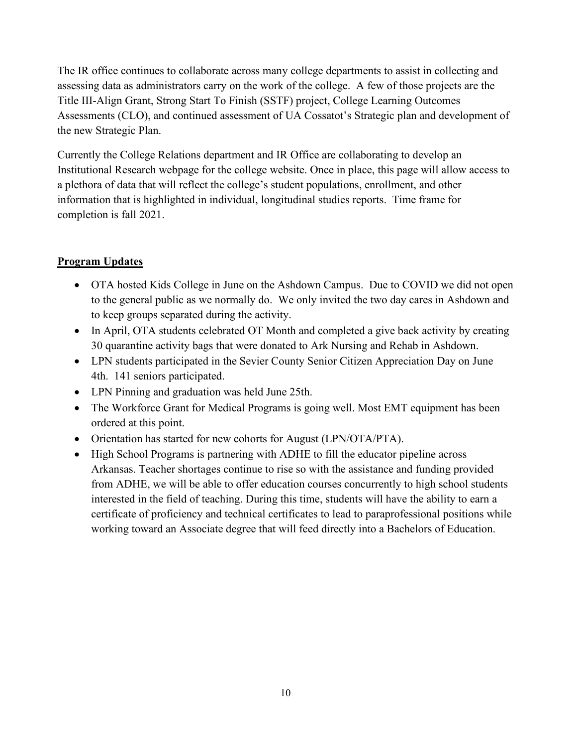The IR office continues to collaborate across many college departments to assist in collecting and assessing data as administrators carry on the work of the college. A few of those projects are the Title III-Align Grant, Strong Start To Finish (SSTF) project, College Learning Outcomes Assessments (CLO), and continued assessment of UA Cossatot's Strategic plan and development of the new Strategic Plan.

Currently the College Relations department and IR Office are collaborating to develop an Institutional Research webpage for the college website. Once in place, this page will allow access to a plethora of data that will reflect the college's student populations, enrollment, and other information that is highlighted in individual, longitudinal studies reports. Time frame for completion is fall 2021.

**Program Updates**

- OTA hosted Kids College in June on the Ashdown Campus. Due to COVID we did not open to the general public as we normally do. We only invited the two day cares in Ashdown and to keep groups separated during the activity.
- In April, OTA students celebrated OT Month and completed a give back activity by creating 30 quarantine activity bags that were donated to Ark Nursing and Rehab in Ashdown.
- LPN students participated in the Sevier County Senior Citizen Appreciation Day on June 4th. 141 seniors participated.
- LPN Pinning and graduation was held June 25th.
- The Workforce Grant for Medical Programs is going well. Most EMT equipment has been ordered at this point.
- Orientation has started for new cohorts for August (LPN/OTA/PTA).
- High School Programs is partnering with ADHE to fill the educator pipeline across Arkansas. Teacher shortages continue to rise so with the assistance and funding provided from ADHE, we will be able to offer education courses concurrently to high school students interested in the field of teaching. During this time, students will have the ability to earn a certificate of proficiency and technical certificates to lead to paraprofessional positions while working toward an Associate degree that will feed directly into a Bachelors of Education.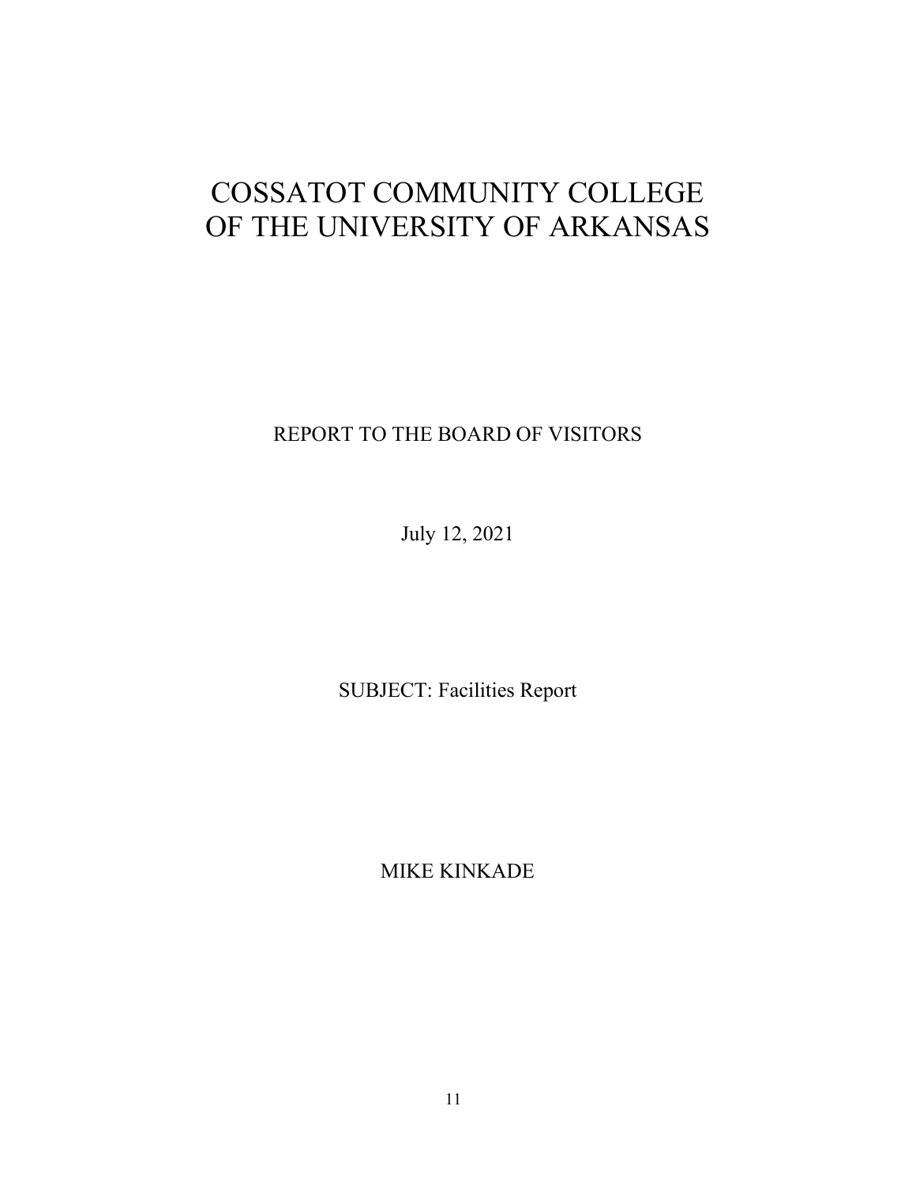# COSSATOT COMMUNITY COLLEGE OF THE UNIVERSITY OF ARKANSAS

REPORT TO THE BOARD OF VISITORS

July 12, 2021

SUBJECT: Facilities Report

MIKE KINKADE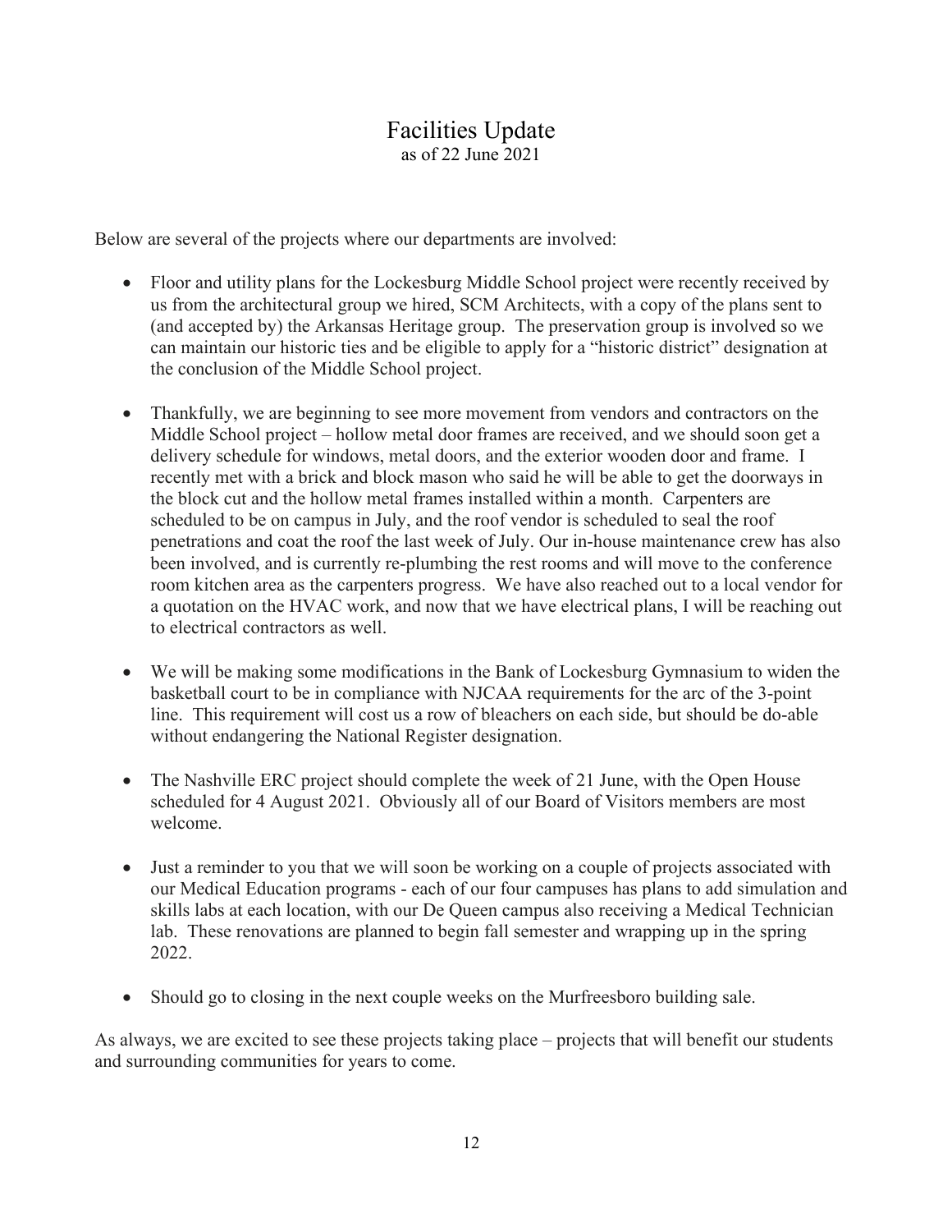# Facilities Update

as of 22 June 2021

Below are several of the projects where our departments are involved:

- Floor and utility plans for the Lockesburg Middle School project were recently received by us from the architectural group we hired, SCM Architects, with a copy of the plans sent to (and accepted by) the Arkansas Heritage group. The preservation group is involved so we can maintain our historic ties and be eligible to apply for a "historic district" designation at the conclusion of the Middle School project.

- Thankfully, we are beginning to see more movement from vendors and contractors on the Middle School project – hollow metal door frames are received, and we should soon get a delivery schedule for windows, metal doors, and the exterior wooden door and frame. I recently met with a brick and block mason who said he will be able to get the doorways in the block cut and the hollow metal frames installed within a month. Carpenters are scheduled to be on campus in July, and the roof vendor is scheduled to seal the roof penetrations and coat the roof the last week of July. Our in-house maintenance crew has also been involved, and is currently re-plumbing the rest rooms and will move to the conference room kitchen area as the carpenters progress. We have also reached out to a local vendor for a quotation on the HVAC work, and now that we have electrical plans, I will be reaching out to electrical contractors as well.

- We will be making some modifications in the Bank of Lockesburg Gymnasium to widen the basketball court to be in compliance with NJCAA requirements for the arc of the 3-point line. This requirement will cost us a row of bleachers on each side, but should be do-able without endangering the National Register designation.

- The Nashville ERC project should complete the week of 21 June, with the Open House scheduled for 4 August 2021. Obviously all of our Board of Visitors members are most welcome.

- Just a reminder to you that we will soon be working on a couple of projects associated with our Medical Education programs - each of our four campuses has plans to add simulation and skills labs at each location, with our De Queen campus also receiving a Medical Technician lab. These renovations are planned to begin fall semester and wrapping up in the spring 2022.

- Should go to closing in the next couple weeks on the Murfreesboro building sale.

As always, we are excited to see these projects taking place – projects that will benefit our students and surrounding communities for years to come.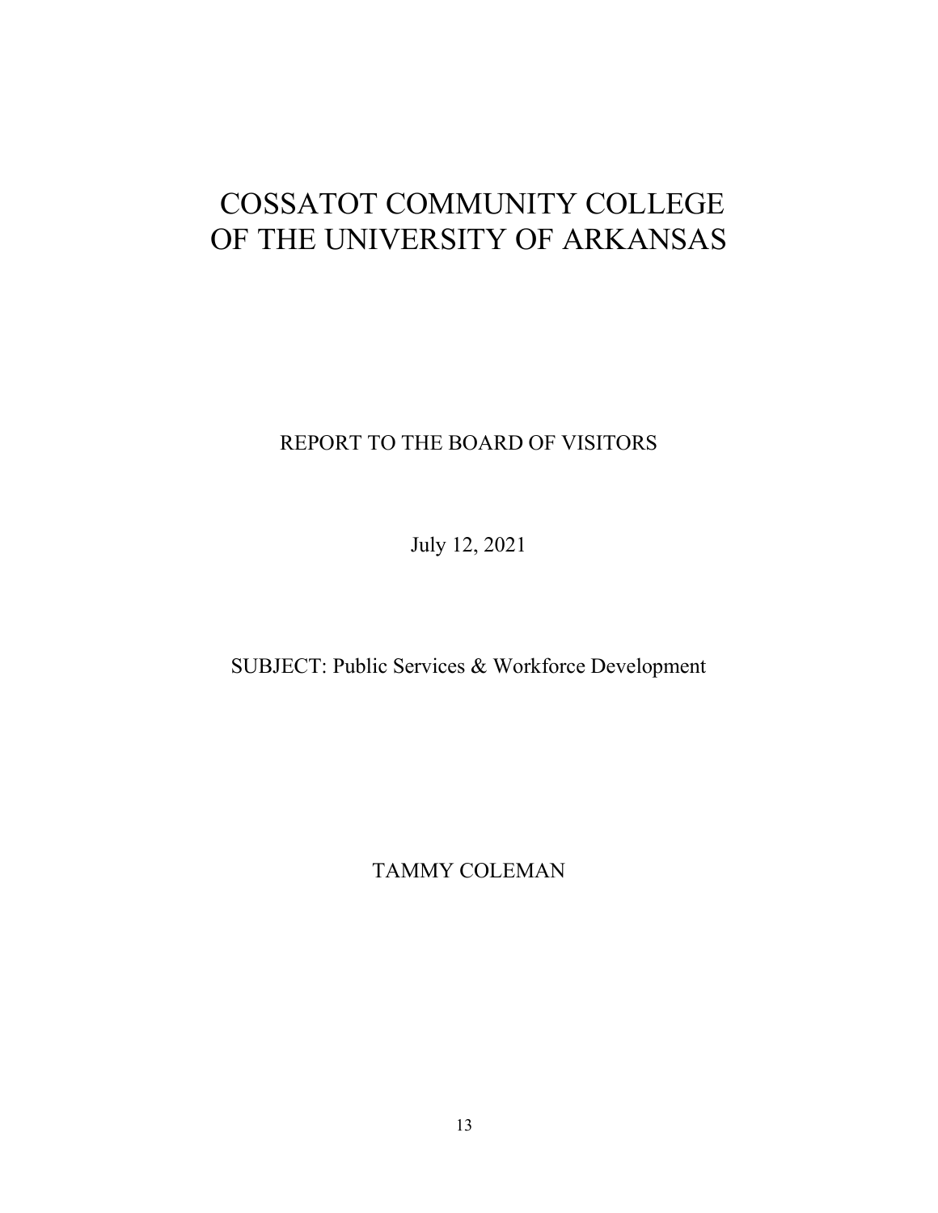# COSSATOT COMMUNITY COLLEGE OF THE UNIVERSITY OF ARKANSAS

REPORT TO THE BOARD OF VISITORS

July 12, 2021

SUBJECT: Public Services & Workforce Development

TAMMY COLEMAN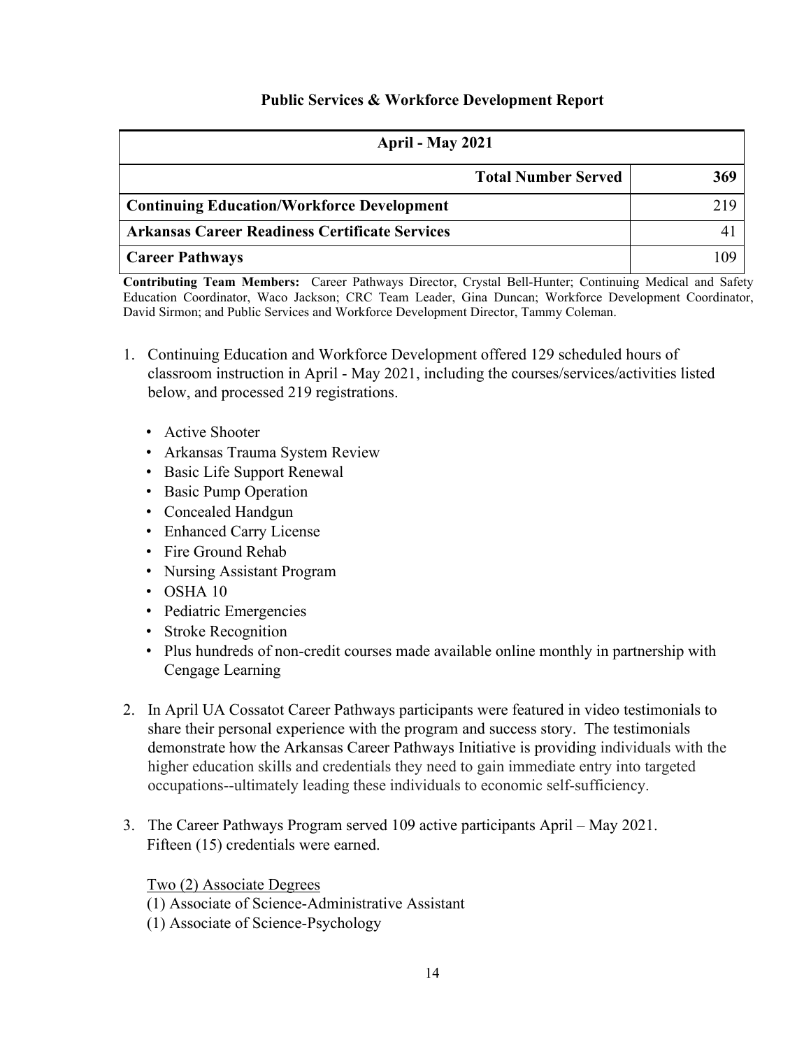# Public Services & Workforce Development Report

| April - May 2021 | |
|---|---|
| **Total Number Served** | **369** |
| **Continuing Education/Workforce Development** | 219 |
| **Arkansas Career Readiness Certificate Services** | 41 |
| **Career Pathways** | 109 |

**Contributing Team Members:** Career Pathways Director, Crystal Bell-Hunter; Continuing Medical and Safety Education Coordinator, Waco Jackson; CRC Team Leader, Gina Duncan; Workforce Development Coordinator, David Sirmon; and Public Services and Workforce Development Director, Tammy Coleman.

1. Continuing Education and Workforce Development offered 129 scheduled hours of classroom instruction in April - May 2021, including the courses/services/activities listed below, and processed 219 registrations.

   - Active Shooter
   - Arkansas Trauma System Review
   - Basic Life Support Renewal
   - Basic Pump Operation
   - Concealed Handgun
   - Enhanced Carry License
   - Fire Ground Rehab
   - Nursing Assistant Program
   - OSHA 10
   - Pediatric Emergencies
   - Stroke Recognition
   - Plus hundreds of non-credit courses made available online monthly in partnership with Cengage Learning

2. In April UA Cossatot Career Pathways participants were featured in video testimonials to share their personal experience with the program and success story. The testimonials demonstrate how the Arkansas Career Pathways Initiative is providing individuals with the higher education skills and credentials they need to gain immediate entry into targeted occupations--ultimately leading these individuals to economic self-sufficiency.

3. The Career Pathways Program served 109 active participants April – May 2021. Fifteen (15) credentials were earned.

   <u>Two (2) Associate Degrees</u>
   (1) Associate of Science-Administrative Assistant
   (1) Associate of Science-Psychology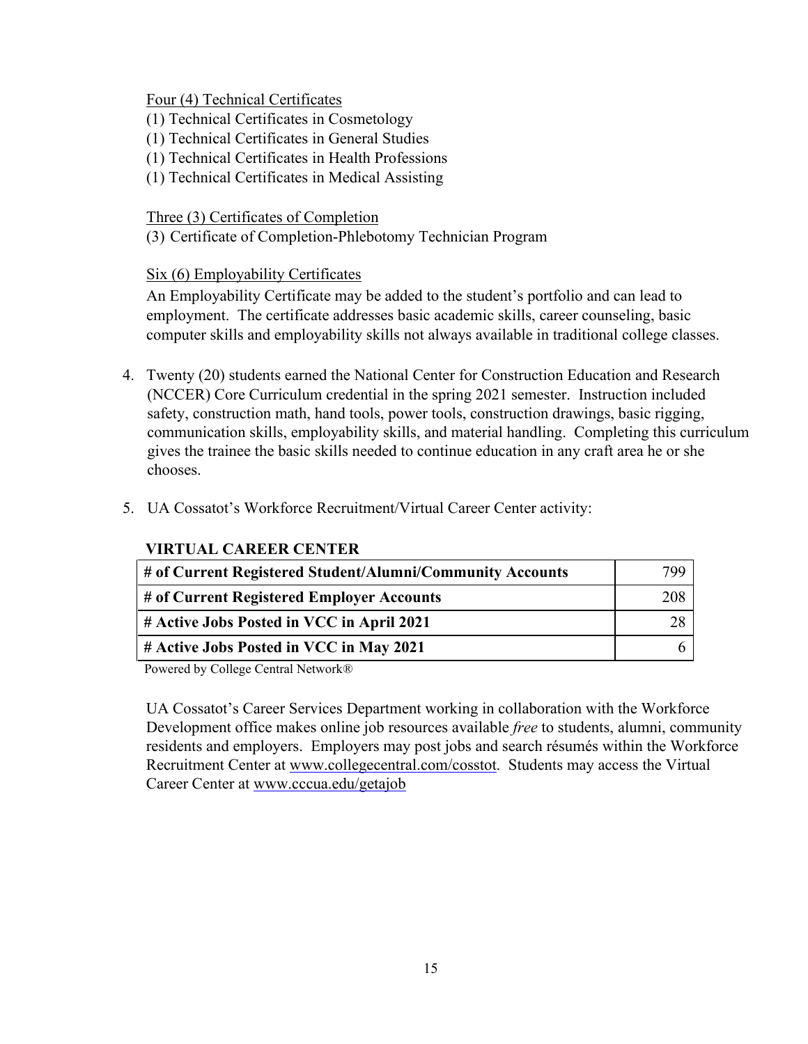Four (4) Technical Certificates

(1) Technical Certificates in Cosmetology
(1) Technical Certificates in General Studies
(1) Technical Certificates in Health Professions
(1) Technical Certificates in Medical Assisting

Three (3) Certificates of Completion

(3) Certificate of Completion-Phlebotomy Technician Program

Six (6) Employability Certificates

An Employability Certificate may be added to the student's portfolio and can lead to employment. The certificate addresses basic academic skills, career counseling, basic computer skills and employability skills not always available in traditional college classes.

4. Twenty (20) students earned the National Center for Construction Education and Research (NCCER) Core Curriculum credential in the spring 2021 semester. Instruction included safety, construction math, hand tools, power tools, construction drawings, basic rigging, communication skills, employability skills, and material handling. Completing this curriculum gives the trainee the basic skills needed to continue education in any craft area he or she chooses.

5. UA Cossatot's Workforce Recruitment/Virtual Career Center activity:

**VIRTUAL CAREER CENTER**

| | |
|---|---|
| **# of Current Registered Student/Alumni/Community Accounts** | 799 |
| **# of Current Registered Employer Accounts** | 208 |
| **# Active Jobs Posted in VCC in April 2021** | 28 |
| **# Active Jobs Posted in VCC in May 2021** | 6 |

Powered by College Central Network®

UA Cossatot's Career Services Department working in collaboration with the Workforce Development office makes online job resources available *free* to students, alumni, community residents and employers. Employers may post jobs and search résumés within the Workforce Recruitment Center at www.collegecentral.com/cosstot. Students may access the Virtual Career Center at www.cccua.edu/getajob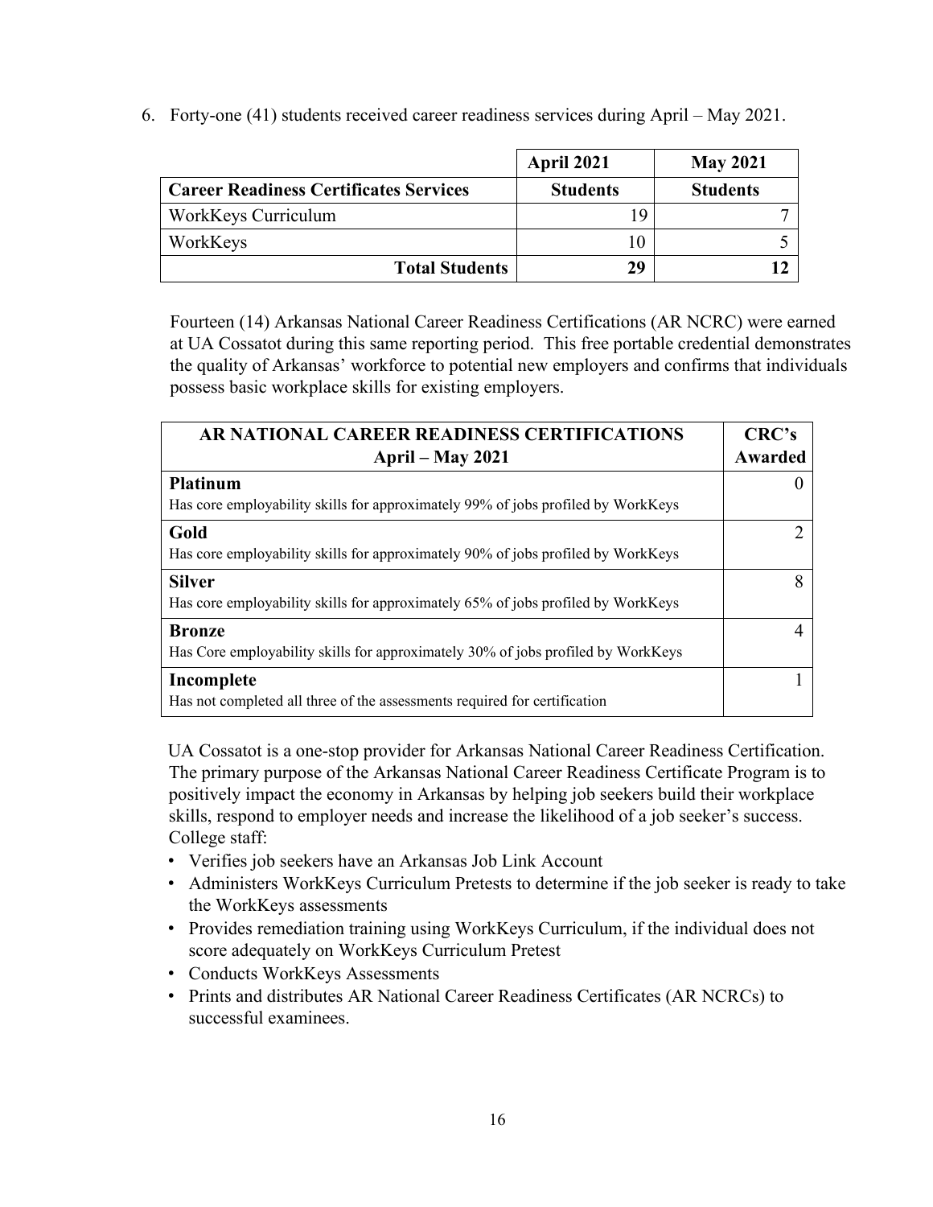6. Forty-one (41) students received career readiness services during April – May 2021.

| | April 2021 | May 2021 |
|---|---|---|
| **Career Readiness Certificates Services** | **Students** | **Students** |
| WorkKeys Curriculum | 19 | 7 |
| WorkKeys | 10 | 5 |
| **Total Students** | **29** | **12** |

Fourteen (14) Arkansas National Career Readiness Certifications (AR NCRC) were earned at UA Cossatot during this same reporting period. This free portable credential demonstrates the quality of Arkansas' workforce to potential new employers and confirms that individuals possess basic workplace skills for existing employers.

| AR NATIONAL CAREER READINESS CERTIFICATIONS April – May 2021 | CRC's Awarded |
|---|---|
| **Platinum** Has core employability skills for approximately 99% of jobs profiled by WorkKeys | 0 |
| **Gold** Has core employability skills for approximately 90% of jobs profiled by WorkKeys | 2 |
| **Silver** Has core employability skills for approximately 65% of jobs profiled by WorkKeys | 8 |
| **Bronze** Has Core employability skills for approximately 30% of jobs profiled by WorkKeys | 4 |
| **Incomplete** Has not completed all three of the assessments required for certification | 1 |

UA Cossatot is a one-stop provider for Arkansas National Career Readiness Certification. The primary purpose of the Arkansas National Career Readiness Certificate Program is to positively impact the economy in Arkansas by helping job seekers build their workplace skills, respond to employer needs and increase the likelihood of a job seeker's success. College staff:

- Verifies job seekers have an Arkansas Job Link Account
- Administers WorkKeys Curriculum Pretests to determine if the job seeker is ready to take the WorkKeys assessments
- Provides remediation training using WorkKeys Curriculum, if the individual does not score adequately on WorkKeys Curriculum Pretest
- Conducts WorkKeys Assessments
- Prints and distributes AR National Career Readiness Certificates (AR NCRCs) to successful examinees.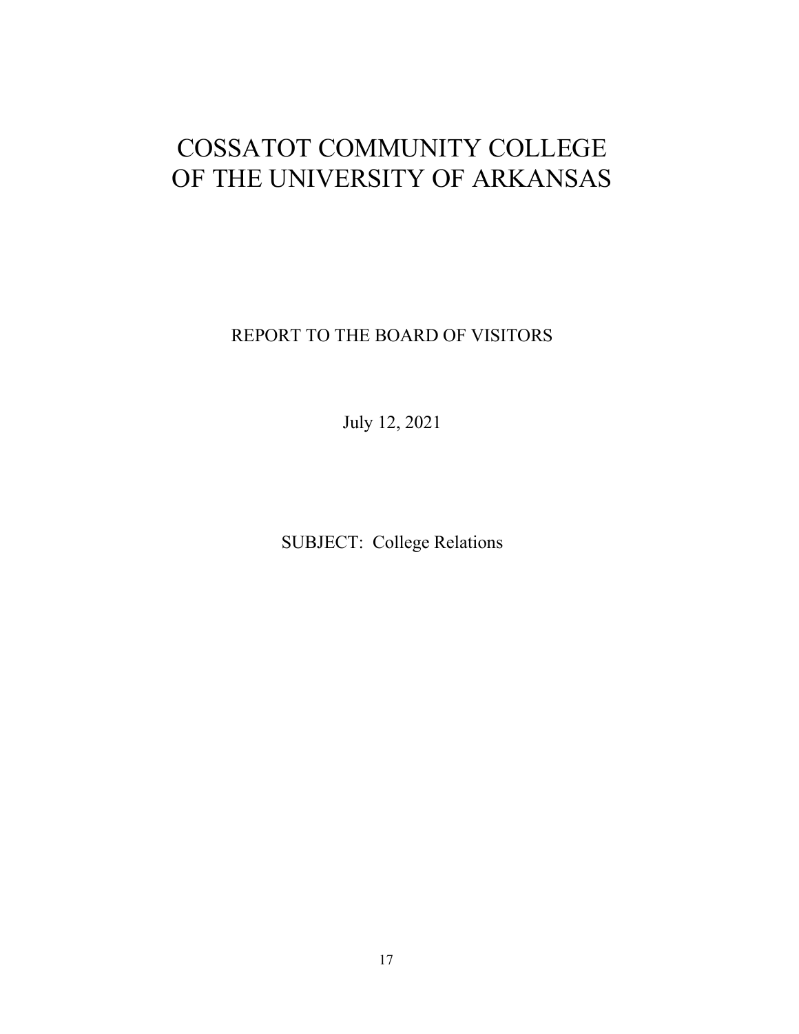# COSSATOT COMMUNITY COLLEGE OF THE UNIVERSITY OF ARKANSAS

REPORT TO THE BOARD OF VISITORS

July 12, 2021

SUBJECT: College Relations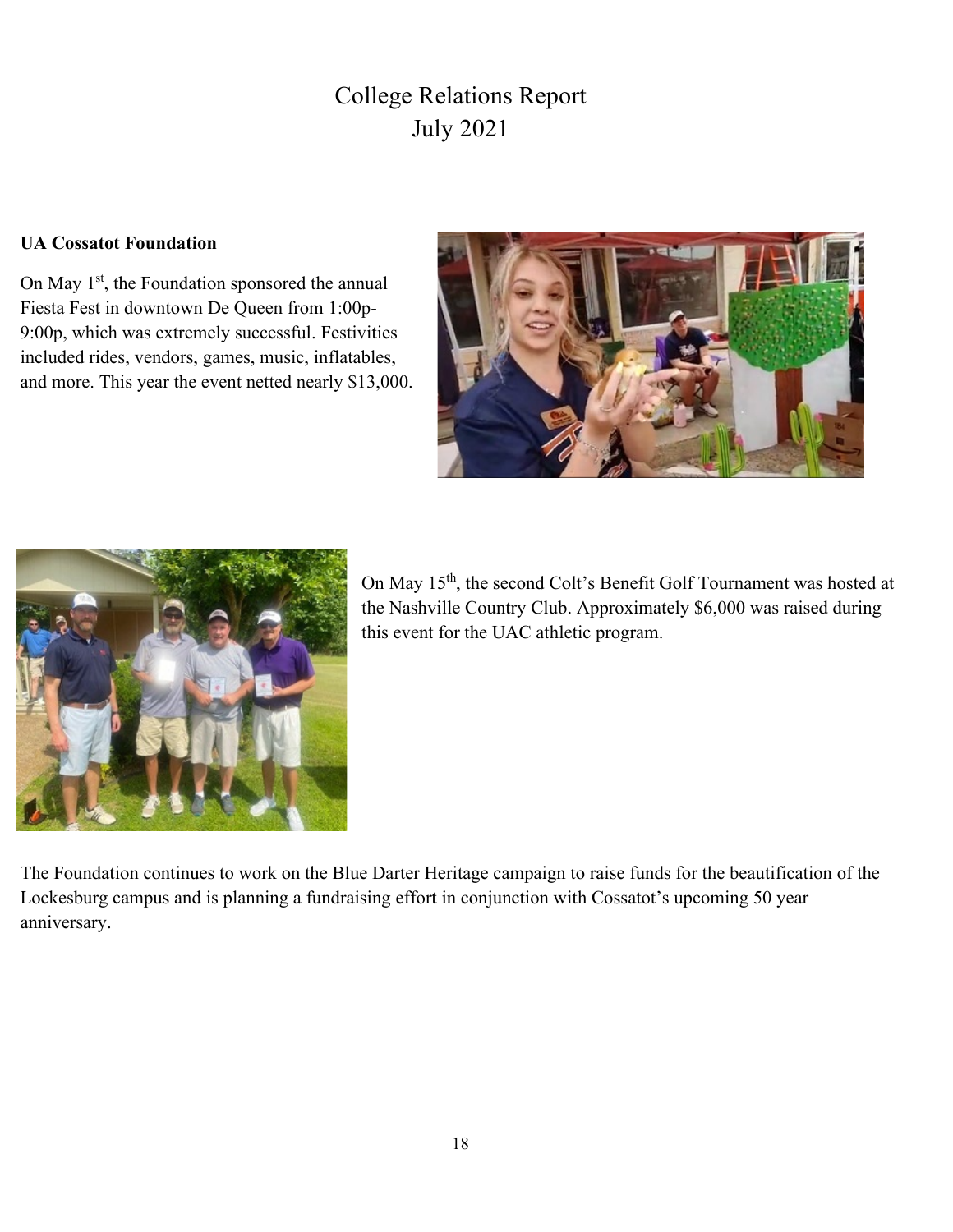# College Relations Report
## July 2021

### UA Cossatot Foundation

On May 1st, the Foundation sponsored the annual Fiesta Fest in downtown De Queen from 1:00p-9:00p, which was extremely successful. Festivities included rides, vendors, games, music, inflatables, and more. This year the event netted nearly $13,000.

On May 15th, the second Colt's Benefit Golf Tournament was hosted at the Nashville Country Club. Approximately $6,000 was raised during this event for the UAC athletic program.

The Foundation continues to work on the Blue Darter Heritage campaign to raise funds for the beautification of the Lockesburg campus and is planning a fundraising effort in conjunction with Cossatot's upcoming 50 year anniversary.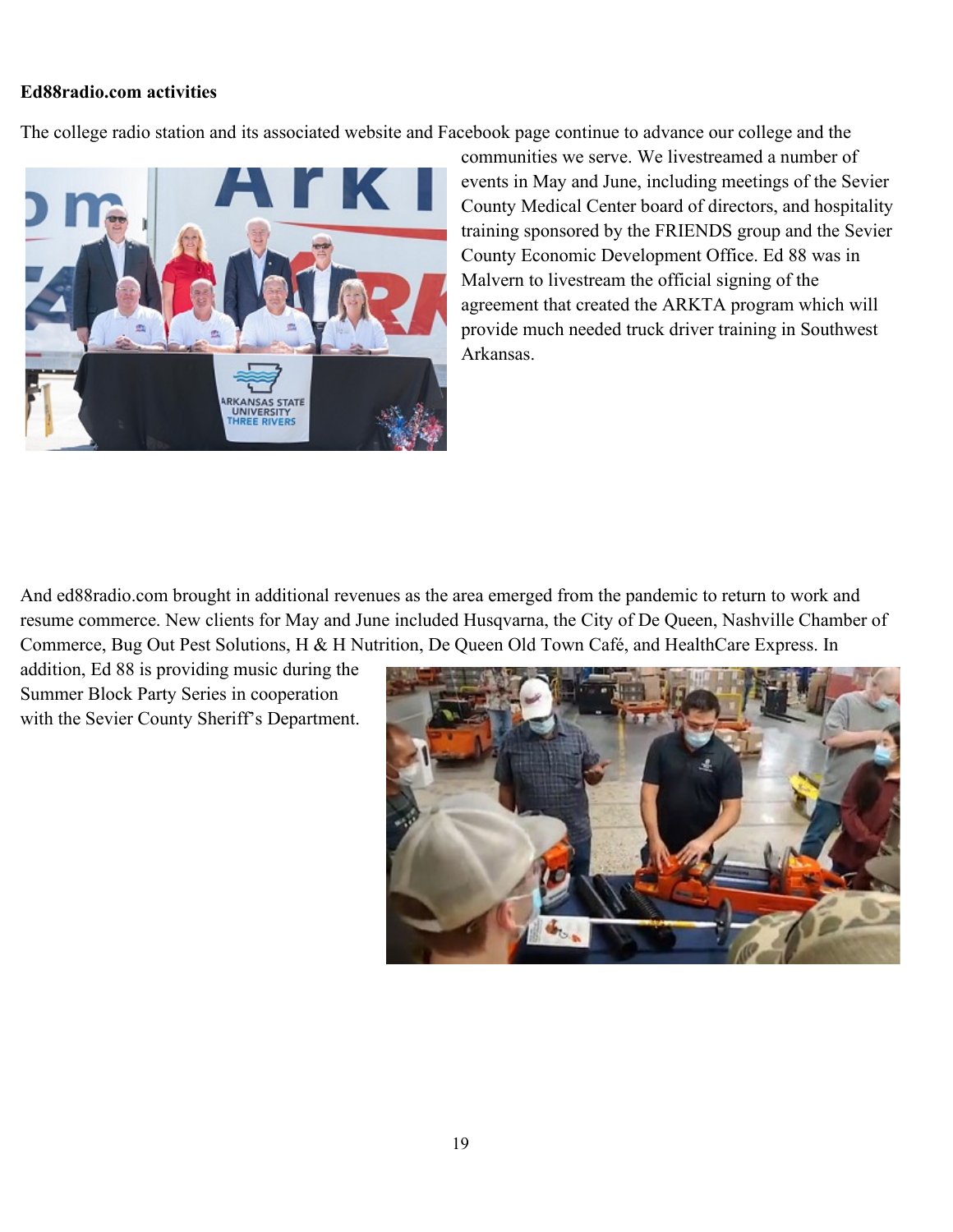**Ed88radio.com activities**

The college radio station and its associated website and Facebook page continue to advance our college and the communities we serve. We livestreamed a number of events in May and June, including meetings of the Sevier County Medical Center board of directors, and hospitality training sponsored by the FRIENDS group and the Sevier County Economic Development Office. Ed 88 was in Malvern to livestream the official signing of the agreement that created the ARKTA program which will provide much needed truck driver training in Southwest Arkansas.

And ed88radio.com brought in additional revenues as the area emerged from the pandemic to return to work and resume commerce. New clients for May and June included Husqvarna, the City of De Queen, Nashville Chamber of Commerce, Bug Out Pest Solutions, H & H Nutrition, De Queen Old Town Café, and HealthCare Express. In addition, Ed 88 is providing music during the Summer Block Party Series in cooperation with the Sevier County Sheriff's Department.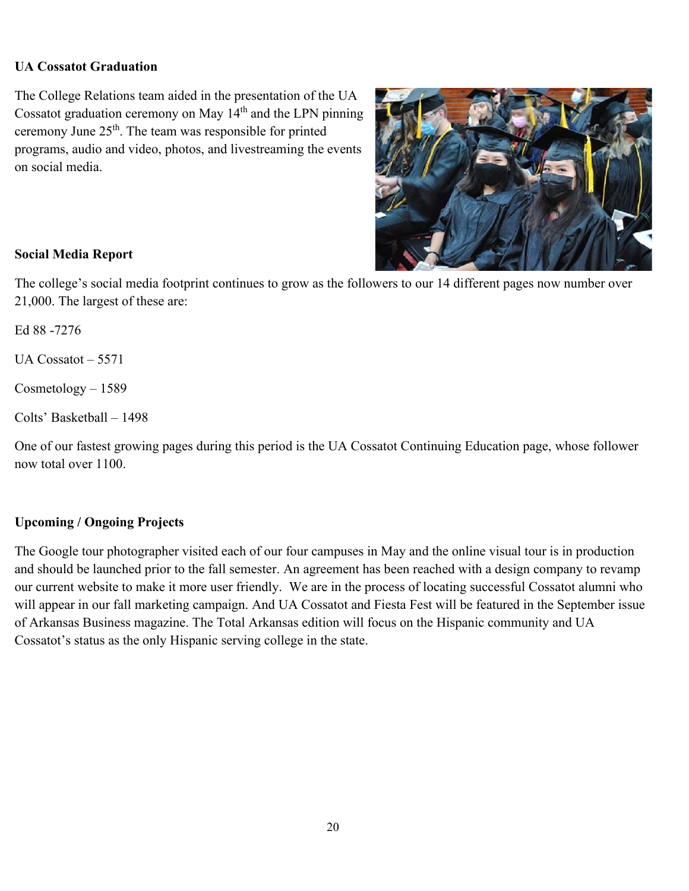**UA Cossatot Graduation**

The College Relations team aided in the presentation of the UA Cossatot graduation ceremony on May 14th and the LPN pinning ceremony June 25th. The team was responsible for printed programs, audio and video, photos, and livestreaming the events on social media.

**Social Media Report**

The college's social media footprint continues to grow as the followers to our 14 different pages now number over 21,000. The largest of these are:

Ed 88 -7276

UA Cossatot – 5571

Cosmetology – 1589

Colts' Basketball – 1498

One of our fastest growing pages during this period is the UA Cossatot Continuing Education page, whose follower now total over 1100.

**Upcoming / Ongoing Projects**

The Google tour photographer visited each of our four campuses in May and the online visual tour is in production and should be launched prior to the fall semester. An agreement has been reached with a design company to revamp our current website to make it more user friendly. We are in the process of locating successful Cossatot alumni who will appear in our fall marketing campaign. And UA Cossatot and Fiesta Fest will be featured in the September issue of Arkansas Business magazine. The Total Arkansas edition will focus on the Hispanic community and UA Cossatot's status as the only Hispanic serving college in the state.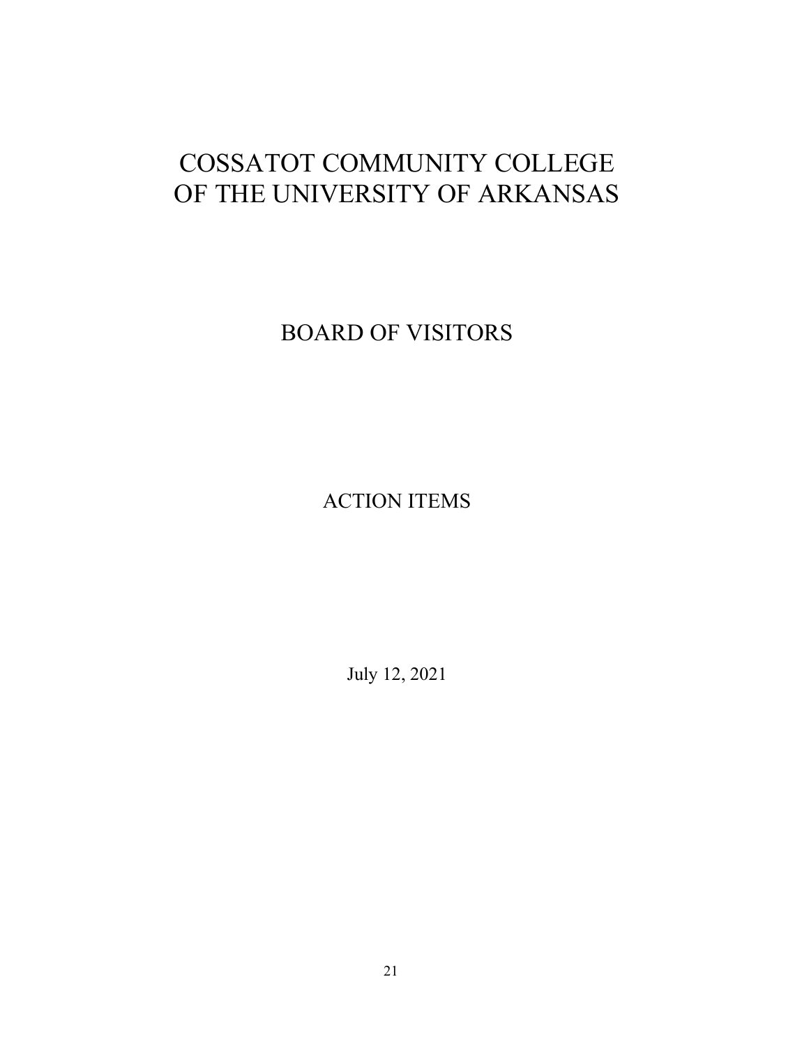# COSSATOT COMMUNITY COLLEGE OF THE UNIVERSITY OF ARKANSAS

## BOARD OF VISITORS

## ACTION ITEMS

July 12, 2021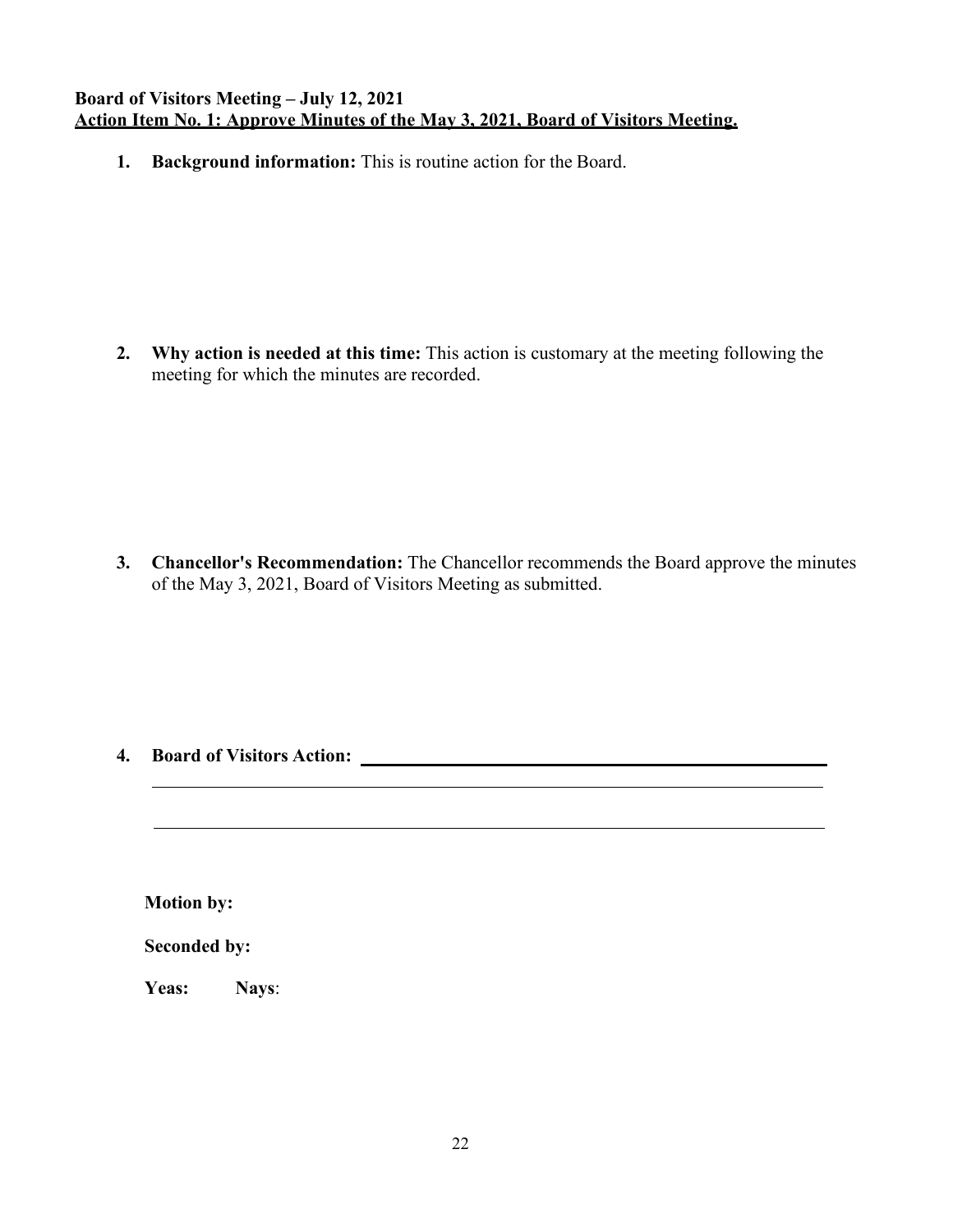**Board of Visitors Meeting – July 12, 2021**
**Action Item No. 1: Approve Minutes of the May 3, 2021, Board of Visitors Meeting.**

1. **Background information:** This is routine action for the Board.

2. **Why action is needed at this time:** This action is customary at the meeting following the meeting for which the minutes are recorded.

3. **Chancellor's Recommendation:** The Chancellor recommends the Board approve the minutes of the May 3, 2021, Board of Visitors Meeting as submitted.

4. **Board of Visitors Action:** ______________________________________________

______________________________________________________________________

______________________________________________________________________

**Motion by:**

**Seconded by:**

**Yeas:** **Nays**: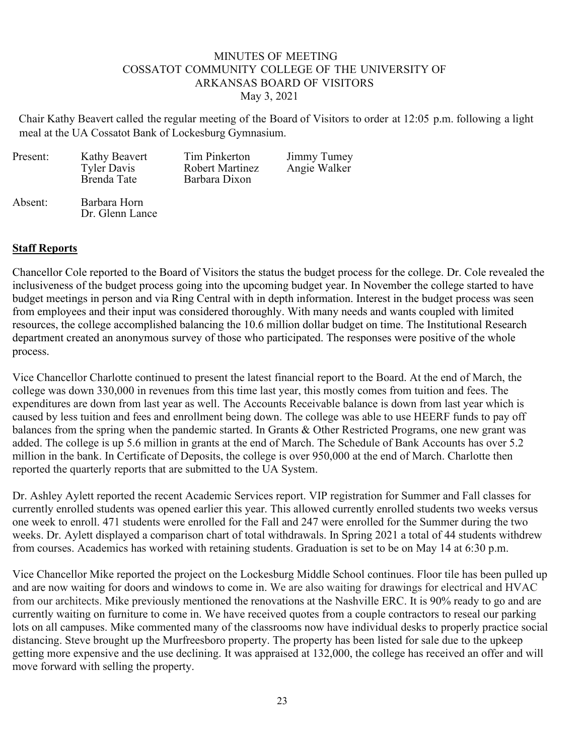# MINUTES OF MEETING
# COSSATOT COMMUNITY COLLEGE OF THE UNIVERSITY OF ARKANSAS BOARD OF VISITORS
May 3, 2021

Chair Kathy Beavert called the regular meeting of the Board of Visitors to order at 12:05 p.m. following a light meal at the UA Cossatot Bank of Lockesburg Gymnasium.

| Present: | Kathy Beavert | Tim Pinkerton | Jimmy Tumey |
|---|---|---|---|
| | Tyler Davis | Robert Martinez | Angie Walker |
| | Brenda Tate | Barbara Dixon | |

| Absent: | Barbara Horn |
|---|---|
| | Dr. Glenn Lance |

## **Staff Reports**

Chancellor Cole reported to the Board of Visitors the status the budget process for the college. Dr. Cole revealed the inclusiveness of the budget process going into the upcoming budget year. In November the college started to have budget meetings in person and via Ring Central with in depth information. Interest in the budget process was seen from employees and their input was considered thoroughly. With many needs and wants coupled with limited resources, the college accomplished balancing the 10.6 million dollar budget on time. The Institutional Research department created an anonymous survey of those who participated. The responses were positive of the whole process.

Vice Chancellor Charlotte continued to present the latest financial report to the Board. At the end of March, the college was down 330,000 in revenues from this time last year, this mostly comes from tuition and fees. The expenditures are down from last year as well. The Accounts Receivable balance is down from last year which is caused by less tuition and fees and enrollment being down. The college was able to use HEERF funds to pay off balances from the spring when the pandemic started. In Grants & Other Restricted Programs, one new grant was added. The college is up 5.6 million in grants at the end of March. The Schedule of Bank Accounts has over 5.2 million in the bank. In Certificate of Deposits, the college is over 950,000 at the end of March. Charlotte then reported the quarterly reports that are submitted to the UA System.

Dr. Ashley Aylett reported the recent Academic Services report. VIP registration for Summer and Fall classes for currently enrolled students was opened earlier this year. This allowed currently enrolled students two weeks versus one week to enroll. 471 students were enrolled for the Fall and 247 were enrolled for the Summer during the two weeks. Dr. Aylett displayed a comparison chart of total withdrawals. In Spring 2021 a total of 44 students withdrew from courses. Academics has worked with retaining students. Graduation is set to be on May 14 at 6:30 p.m.

Vice Chancellor Mike reported the project on the Lockesburg Middle School continues. Floor tile has been pulled up and are now waiting for doors and windows to come in. We are also waiting for drawings for electrical and HVAC from our architects. Mike previously mentioned the renovations at the Nashville ERC. It is 90% ready to go and are currently waiting on furniture to come in. We have received quotes from a couple contractors to reseal our parking lots on all campuses. Mike commented many of the classrooms now have individual desks to properly practice social distancing. Steve brought up the Murfreesboro property. The property has been listed for sale due to the upkeep getting more expensive and the use declining. It was appraised at 132,000, the college has received an offer and will move forward with selling the property.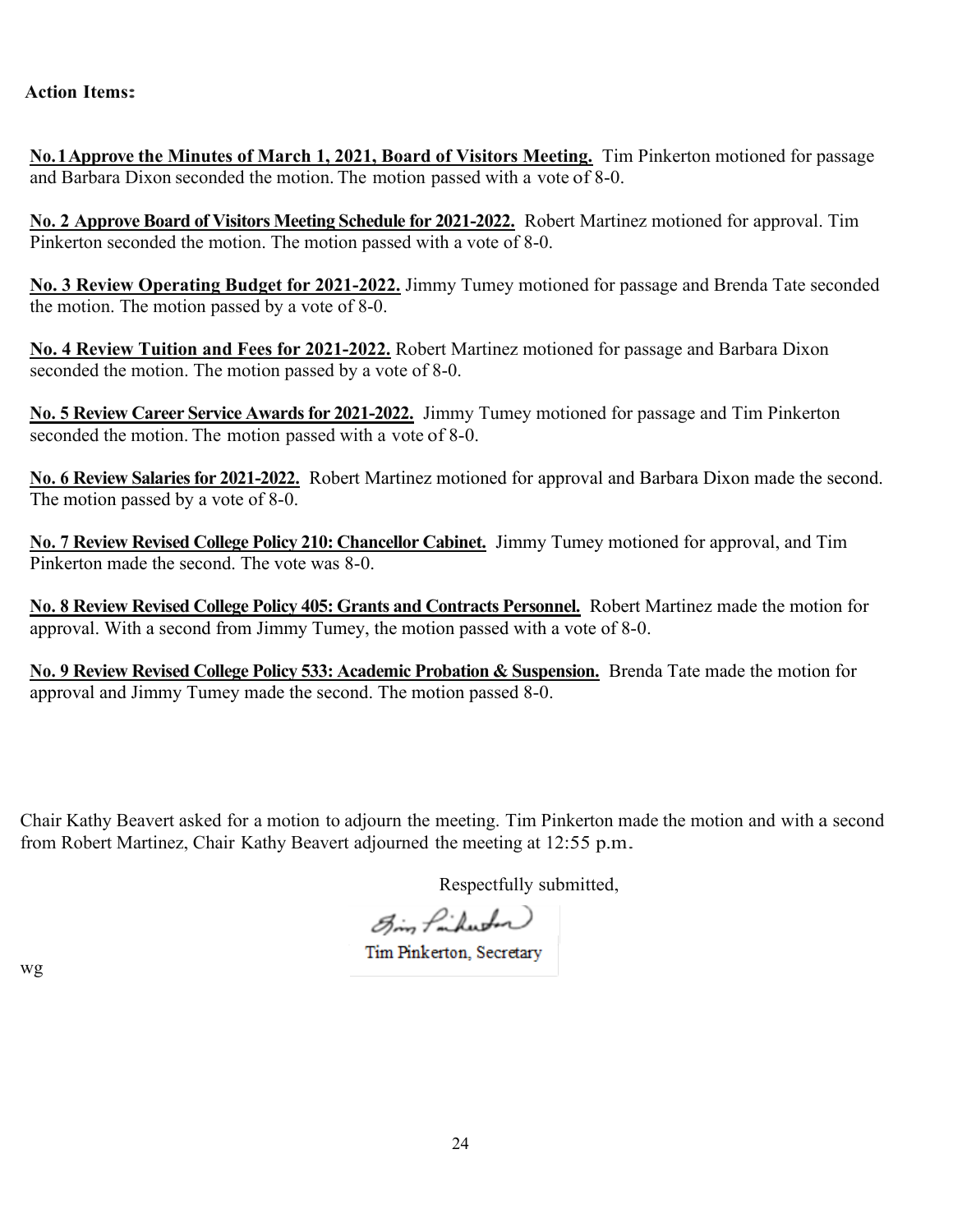**Action Items:**

**No. 1 Approve the Minutes of March 1, 2021, Board of Visitors Meeting.** Tim Pinkerton motioned for passage and Barbara Dixon seconded the motion. The motion passed with a vote of 8-0.

**No. 2 Approve Board of Visitors Meeting Schedule for 2021-2022.** Robert Martinez motioned for approval. Tim Pinkerton seconded the motion. The motion passed with a vote of 8-0.

**No. 3 Review Operating Budget for 2021-2022.** Jimmy Tumey motioned for passage and Brenda Tate seconded the motion. The motion passed by a vote of 8-0.

**No. 4 Review Tuition and Fees for 2021-2022.** Robert Martinez motioned for passage and Barbara Dixon seconded the motion. The motion passed by a vote of 8-0.

**No. 5 Review Career Service Awards for 2021-2022.** Jimmy Tumey motioned for passage and Tim Pinkerton seconded the motion. The motion passed with a vote of 8-0.

**No. 6 Review Salaries for 2021-2022.** Robert Martinez motioned for approval and Barbara Dixon made the second. The motion passed by a vote of 8-0.

**No. 7 Review Revised College Policy 210: Chancellor Cabinet.** Jimmy Tumey motioned for approval, and Tim Pinkerton made the second. The vote was 8-0.

**No. 8 Review Revised College Policy 405: Grants and Contracts Personnel.** Robert Martinez made the motion for approval. With a second from Jimmy Tumey, the motion passed with a vote of 8-0.

**No. 9 Review Revised College Policy 533: Academic Probation & Suspension.** Brenda Tate made the motion for approval and Jimmy Tumey made the second. The motion passed 8-0.

Chair Kathy Beavert asked for a motion to adjourn the meeting. Tim Pinkerton made the motion and with a second from Robert Martinez, Chair Kathy Beavert adjourned the meeting at 12:55 p.m.

Respectfully submitted,

Tim Pinkerton, Secretary

wg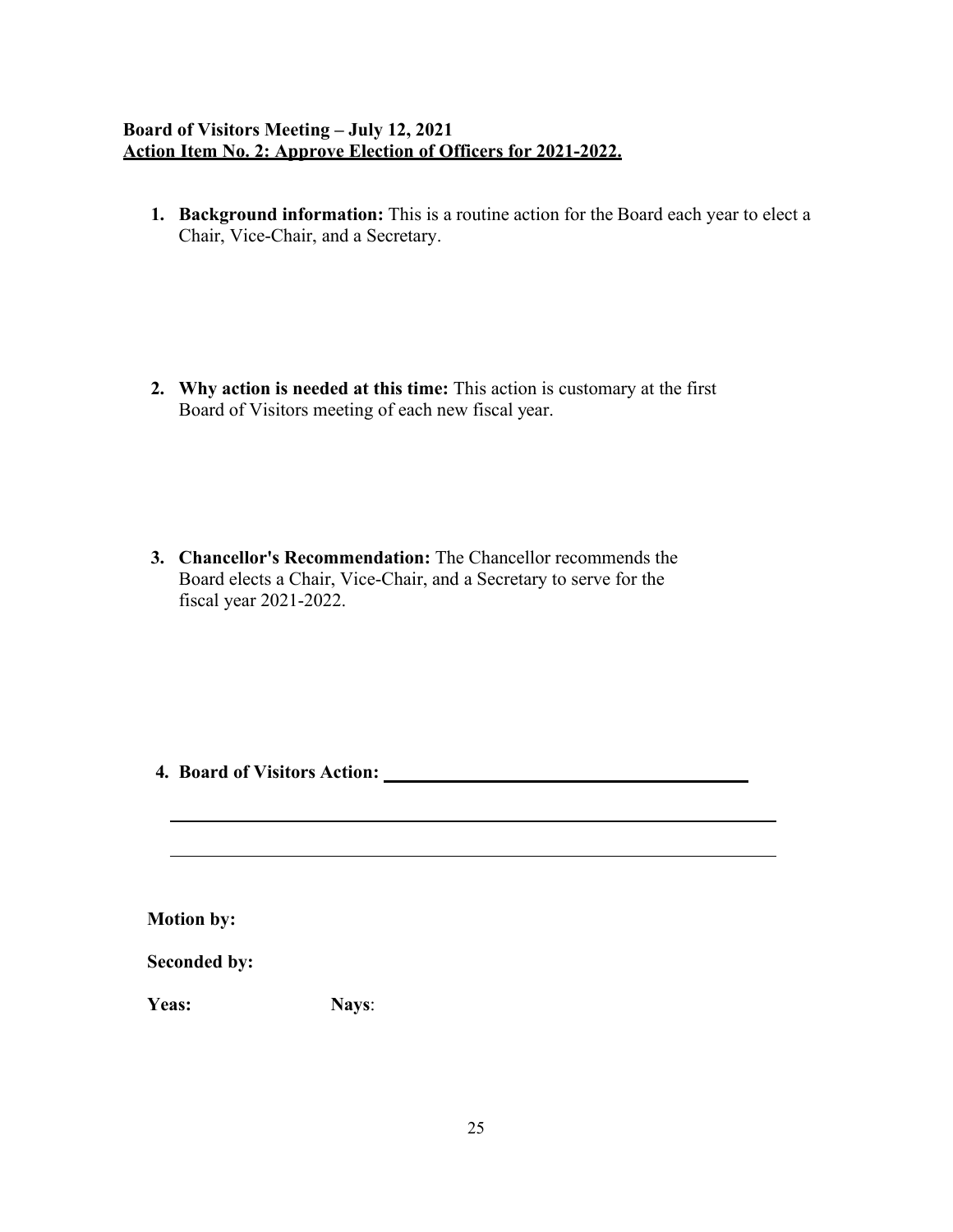**Board of Visitors Meeting – July 12, 2021**
**Action Item No. 2: Approve Election of Officers for 2021-2022.**

1. **Background information:** This is a routine action for the Board each year to elect a Chair, Vice-Chair, and a Secretary.

2. **Why action is needed at this time:** This action is customary at the first Board of Visitors meeting of each new fiscal year.

3. **Chancellor's Recommendation:** The Chancellor recommends the Board elects a Chair, Vice-Chair, and a Secretary to serve for the fiscal year 2021-2022.

4. **Board of Visitors Action:** ______________________________________

______________________________________________________________

______________________________________________________________

**Motion by:**

**Seconded by:**

**Yeas:** **Nays**: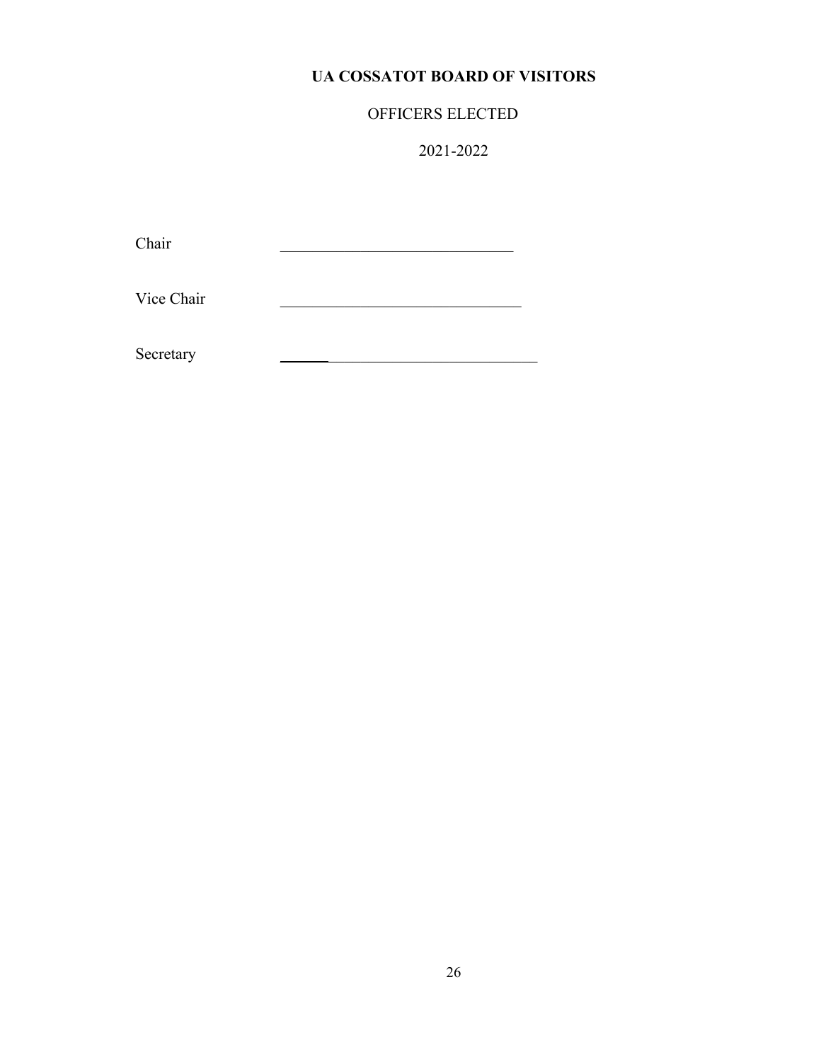**UA COSSATOT BOARD OF VISITORS**

OFFICERS ELECTED

2021-2022

Chair ______________________________

Vice Chair ______________________________

Secretary ______________________________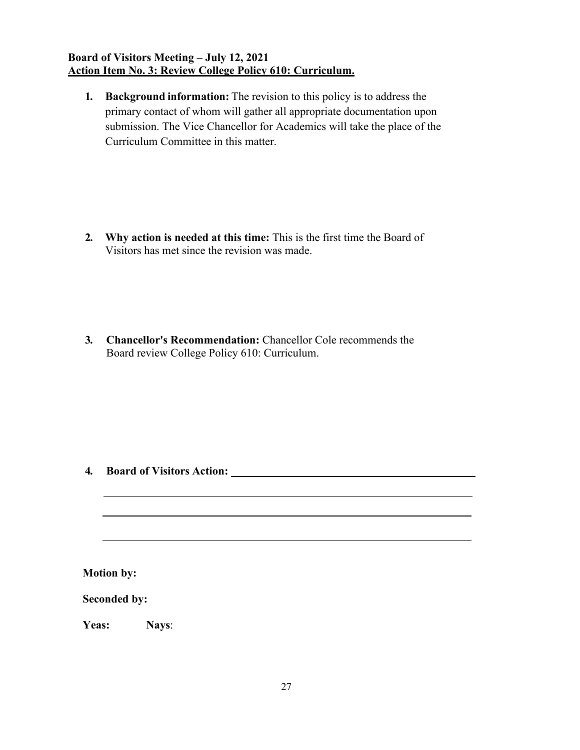**Board of Visitors Meeting – July 12, 2021**
**Action Item No. 3: Review College Policy 610: Curriculum.**

1. **Background information:** The revision to this policy is to address the primary contact of whom will gather all appropriate documentation upon submission. The Vice Chancellor for Academics will take the place of the Curriculum Committee in this matter.

2. **Why action is needed at this time:** This is the first time the Board of Visitors has met since the revision was made.

3. **Chancellor's Recommendation:** Chancellor Cole recommends the Board review College Policy 610: Curriculum.

4. **Board of Visitors Action:** ______________________________________________

______________________________________________

______________________________________________

______________________________________________

**Motion by:**

**Seconded by:**

**Yeas:** **Nays**: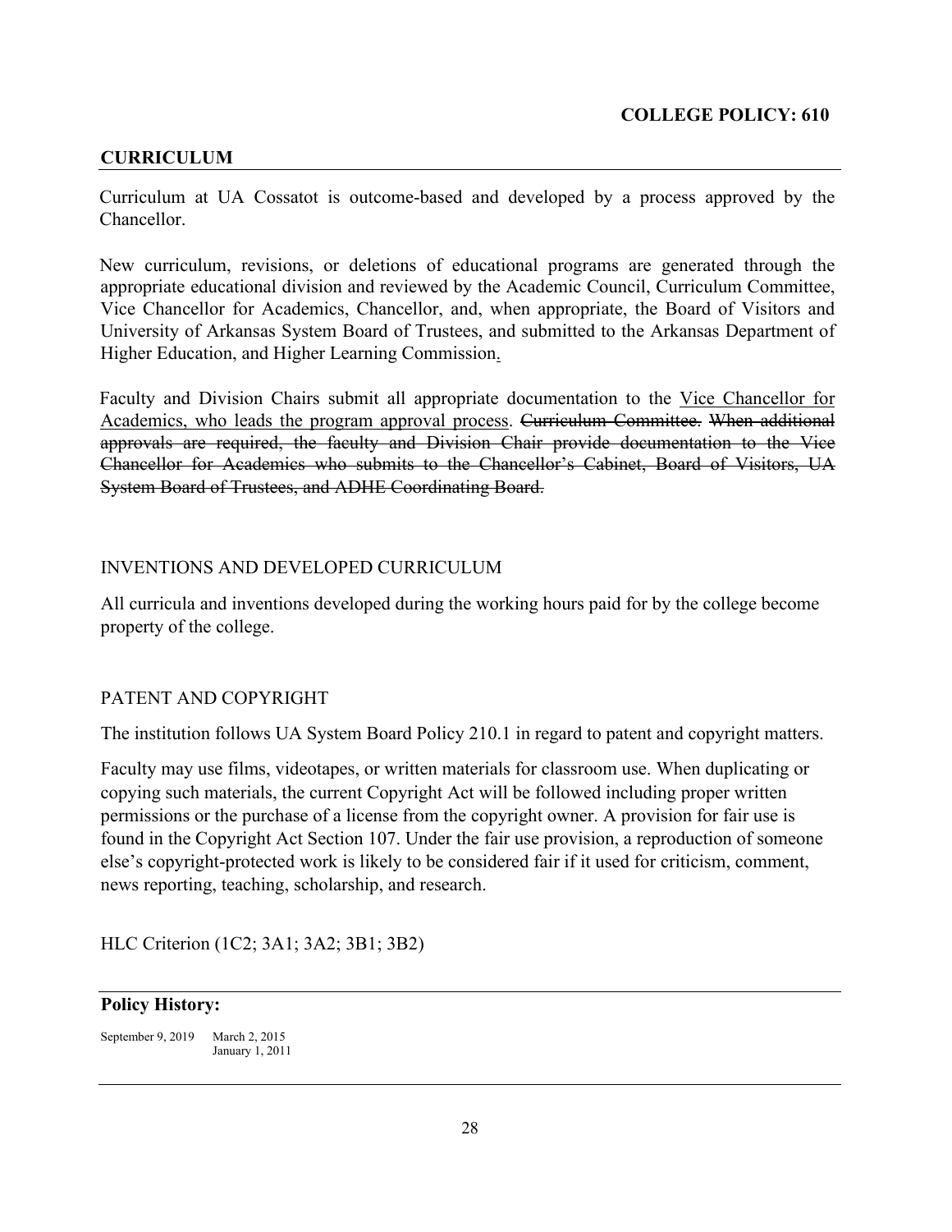**COLLEGE POLICY: 610**

## CURRICULUM

Curriculum at UA Cossatot is outcome-based and developed by a process approved by the Chancellor.

New curriculum, revisions, or deletions of educational programs are generated through the appropriate educational division and reviewed by the Academic Council, Curriculum Committee, Vice Chancellor for Academics, Chancellor, and, when appropriate, the Board of Visitors and University of Arkansas System Board of Trustees, and submitted to the Arkansas Department of Higher Education, and Higher Learning Commission.

Faculty and Division Chairs submit all appropriate documentation to the <u>Vice Chancellor for Academics, who leads the program approval process</u>. ~~Curriculum Committee.~~ ~~When additional approvals are required, the faculty and Division Chair provide documentation to the Vice Chancellor for Academics who submits to the Chancellor's Cabinet, Board of Visitors, UA System Board of Trustees, and ADHE Coordinating Board.~~

### INVENTIONS AND DEVELOPED CURRICULUM

All curricula and inventions developed during the working hours paid for by the college become property of the college.

### PATENT AND COPYRIGHT

The institution follows UA System Board Policy 210.1 in regard to patent and copyright matters.

Faculty may use films, videotapes, or written materials for classroom use. When duplicating or copying such materials, the current Copyright Act will be followed including proper written permissions or the purchase of a license from the copyright owner. A provision for fair use is found in the Copyright Act Section 107. Under the fair use provision, a reproduction of someone else's copyright-protected work is likely to be considered fair if it used for criticism, comment, news reporting, teaching, scholarship, and research.

HLC Criterion (1C2; 3A1; 3A2; 3B1; 3B2)

**Policy History:**

September 9, 2019 March 2, 2015
January 1, 2011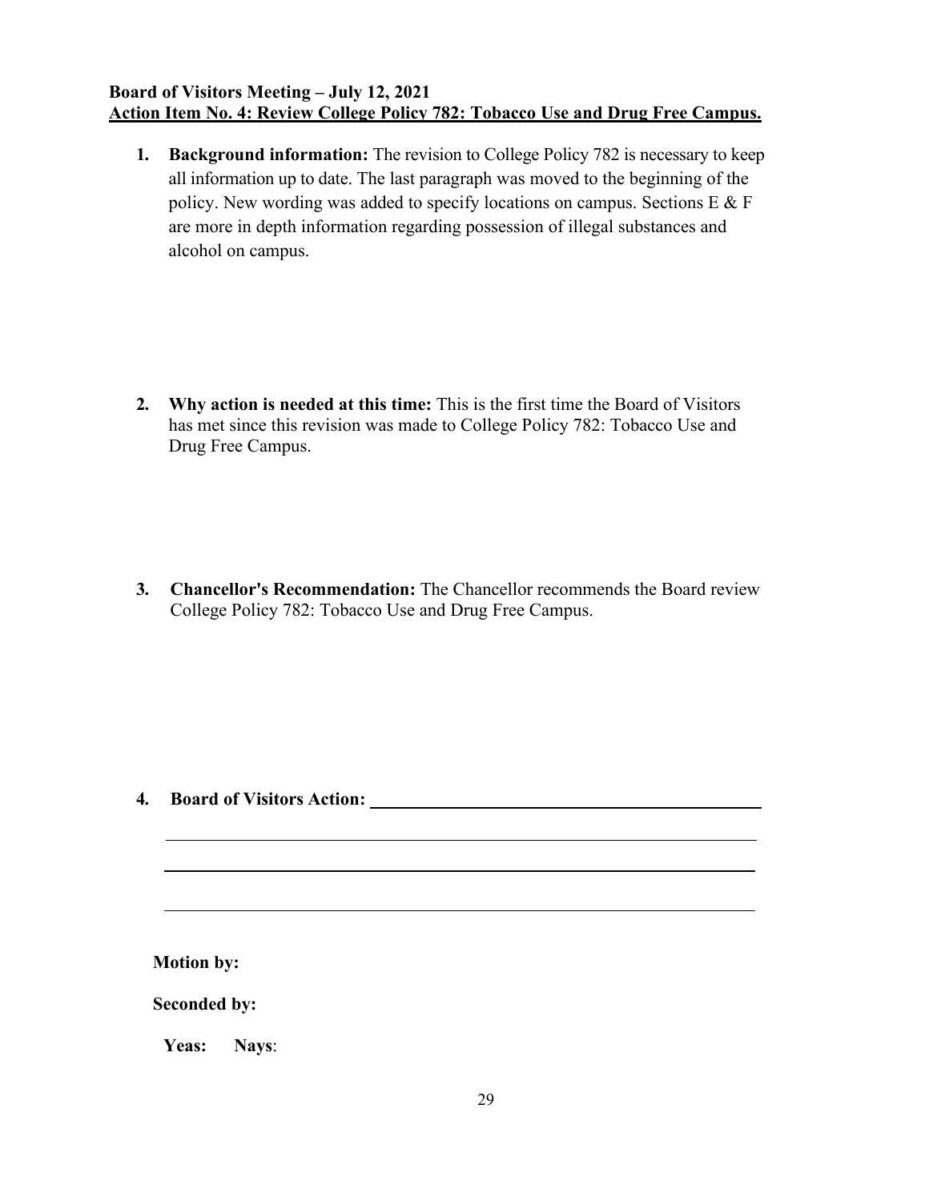**Board of Visitors Meeting – July 12, 2021**
**Action Item No. 4: Review College Policy 782: Tobacco Use and Drug Free Campus.**

1. **Background information:** The revision to College Policy 782 is necessary to keep all information up to date. The last paragraph was moved to the beginning of the policy. New wording was added to specify locations on campus. Sections E & F are more in depth information regarding possession of illegal substances and alcohol on campus.

2. **Why action is needed at this time:** This is the first time the Board of Visitors has met since this revision was made to College Policy 782: Tobacco Use and Drug Free Campus.

3. **Chancellor's Recommendation:** The Chancellor recommends the Board review College Policy 782: Tobacco Use and Drug Free Campus.

4. **Board of Visitors Action:** ______________________________________________

   ______________________________________________________________

   ______________________________________________________________

   ______________________________________________________________

**Motion by:**

**Seconded by:**

**Yeas:** **Nays**: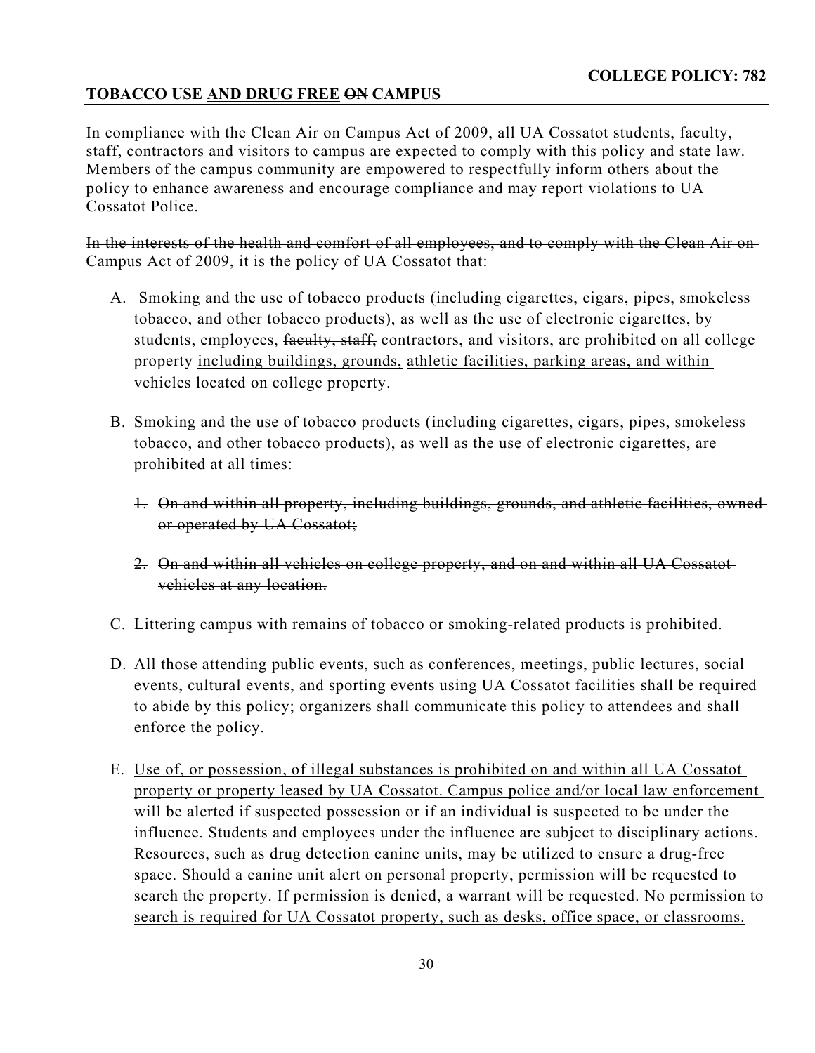**COLLEGE POLICY: 782**

**TOBACCO USE <u>AND DRUG FREE</u> ~~ON~~ CAMPUS**

<u>In compliance with the Clean Air on Campus Act of 2009</u>, all UA Cossatot students, faculty, staff, contractors and visitors to campus are expected to comply with this policy and state law. Members of the campus community are empowered to respectfully inform others about the policy to enhance awareness and encourage compliance and may report violations to UA Cossatot Police.

~~In the interests of the health and comfort of all employees, and to comply with the Clean Air on Campus Act of 2009, it is the policy of UA Cossatot that:~~

A. Smoking and the use of tobacco products (including cigarettes, cigars, pipes, smokeless tobacco, and other tobacco products), as well as the use of electronic cigarettes, by students, <u>employees</u>, ~~faculty, staff,~~ contractors, and visitors, are prohibited on all college property <u>including buildings, grounds,</u> <u>athletic facilities, parking areas, and within vehicles located on college property.</u>

B. ~~Smoking and the use of tobacco products (including cigarettes, cigars, pipes, smokeless tobacco, and other tobacco products), as well as the use of electronic cigarettes, are prohibited at all times:~~

   1. ~~On and within all property, including buildings, grounds, and athletic facilities, owned or operated by UA Cossatot;~~

   2. ~~On and within all vehicles on college property, and on and within all UA Cossatot vehicles at any location.~~

C. Littering campus with remains of tobacco or smoking-related products is prohibited.

D. All those attending public events, such as conferences, meetings, public lectures, social events, cultural events, and sporting events using UA Cossatot facilities shall be required to abide by this policy; organizers shall communicate this policy to attendees and shall enforce the policy.

E. <u>Use of, or possession, of illegal substances is prohibited on and within all UA Cossatot property or property leased by UA Cossatot. Campus police and/or local law enforcement will be alerted if suspected possession or if an individual is suspected to be under the influence. Students and employees under the influence are subject to disciplinary actions. Resources, such as drug detection canine units, may be utilized to ensure a drug-free space. Should a canine unit alert on personal property, permission will be requested to search the property. If permission is denied, a warrant will be requested. No permission to search is required for UA Cossatot property, such as desks, office space, or classrooms.</u>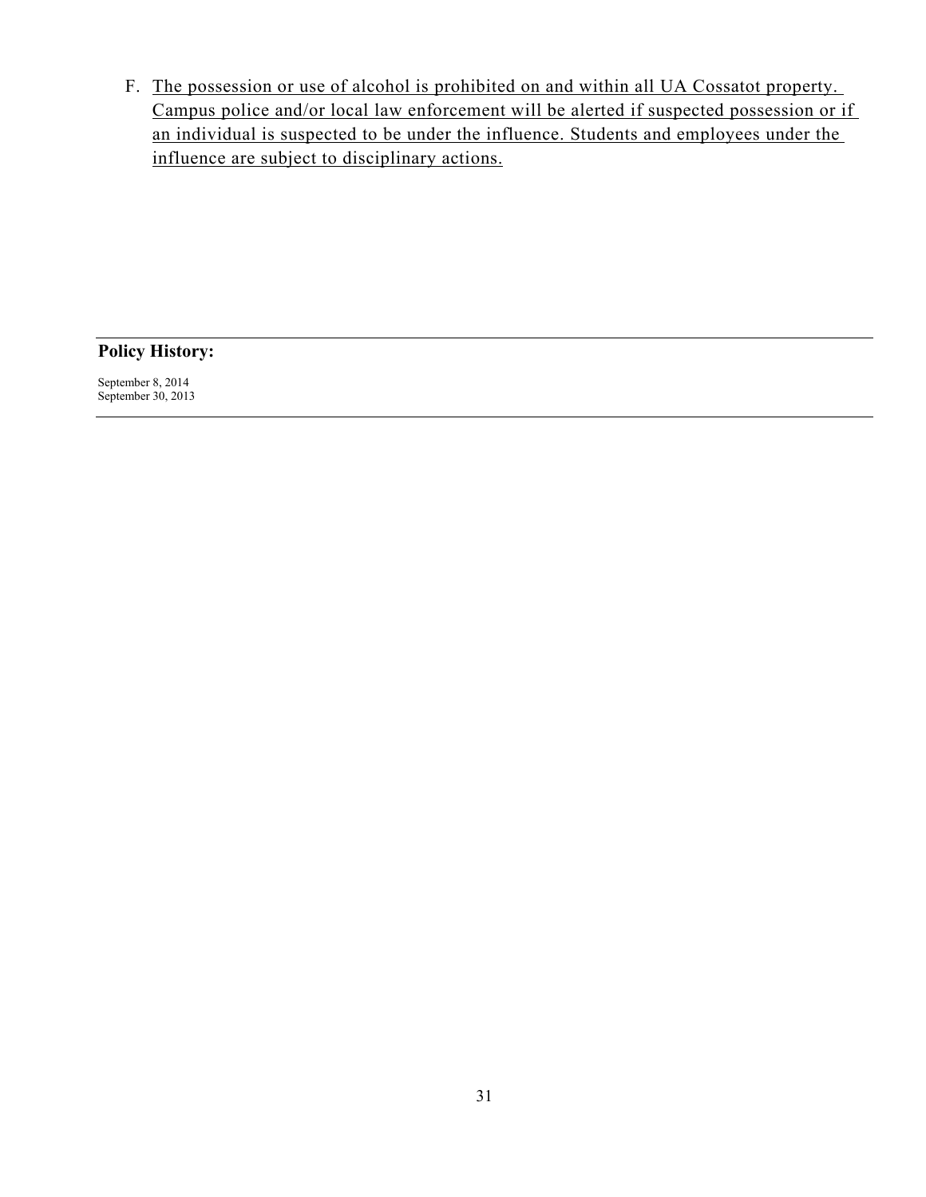F. <u>The possession or use of alcohol is prohibited on and within all UA Cossatot property. Campus police and/or local law enforcement will be alerted if suspected possession or if an individual is suspected to be under the influence. Students and employees under the influence are subject to disciplinary actions.</u>

---

**Policy History:**

September 8, 2014
September 30, 2013

---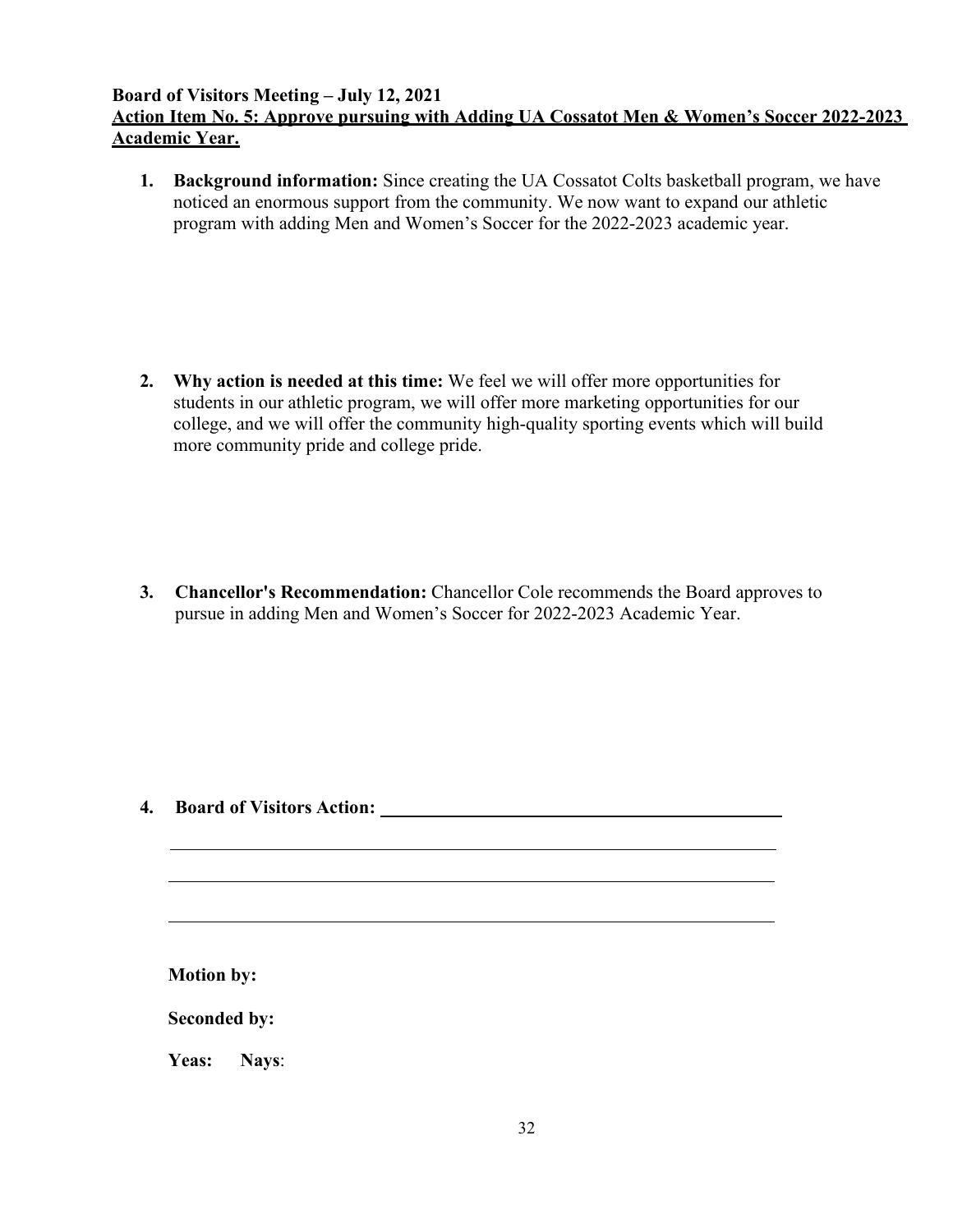**Board of Visitors Meeting – July 12, 2021**
**Action Item No. 5: Approve pursuing with Adding UA Cossatot Men & Women's Soccer 2022-2023 Academic Year.**

1. **Background information:** Since creating the UA Cossatot Colts basketball program, we have noticed an enormous support from the community. We now want to expand our athletic program with adding Men and Women's Soccer for the 2022-2023 academic year.

2. **Why action is needed at this time:** We feel we will offer more opportunities for students in our athletic program, we will offer more marketing opportunities for our college, and we will offer the community high-quality sporting events which will build more community pride and college pride.

3. **Chancellor's Recommendation:** Chancellor Cole recommends the Board approves to pursue in adding Men and Women's Soccer for 2022-2023 Academic Year.

4. **Board of Visitors Action:** ______________________________

______________________________

______________________________

______________________________

**Motion by:**

**Seconded by:**

**Yeas:** **Nays**: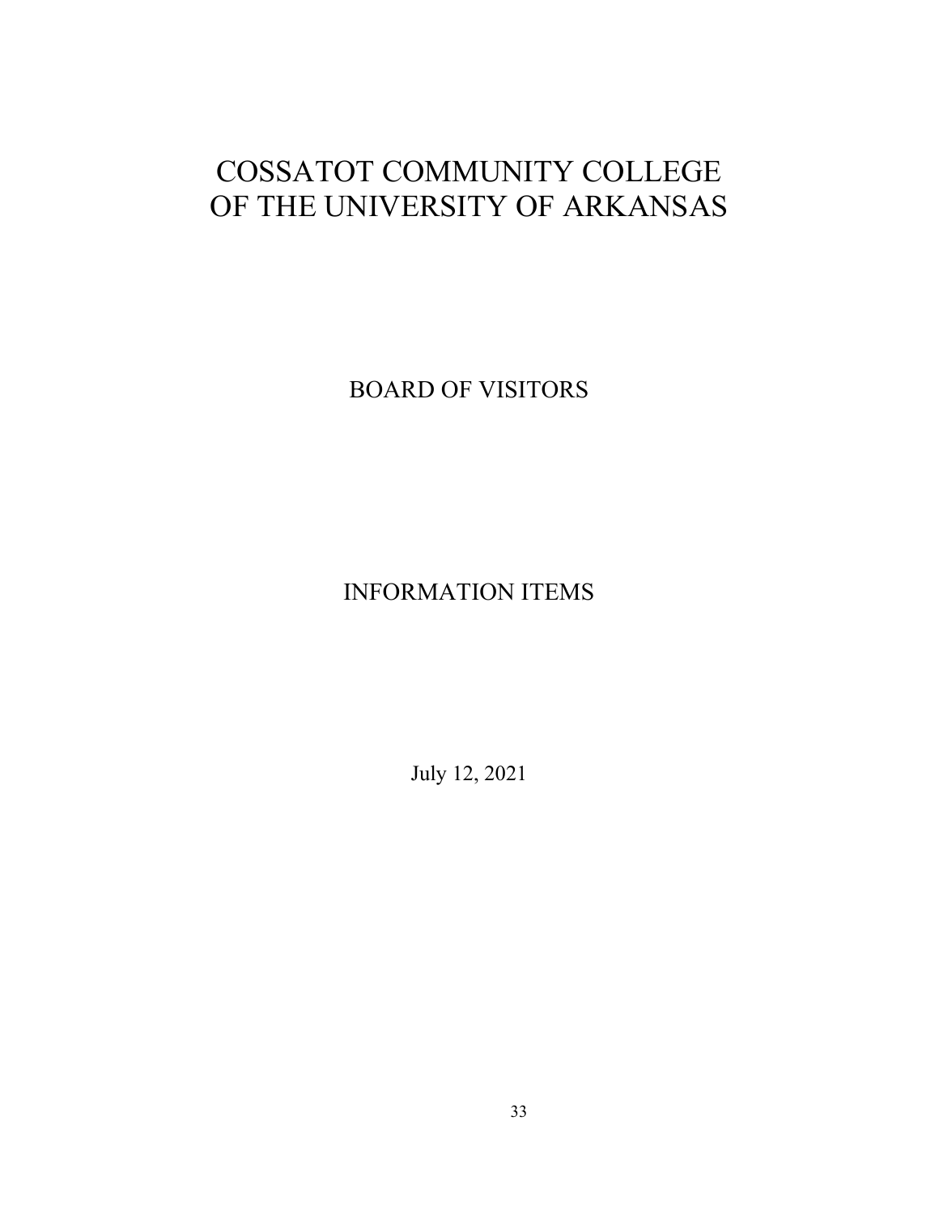# COSSATOT COMMUNITY COLLEGE
# OF THE UNIVERSITY OF ARKANSAS

## BOARD OF VISITORS

## INFORMATION ITEMS

July 12, 2021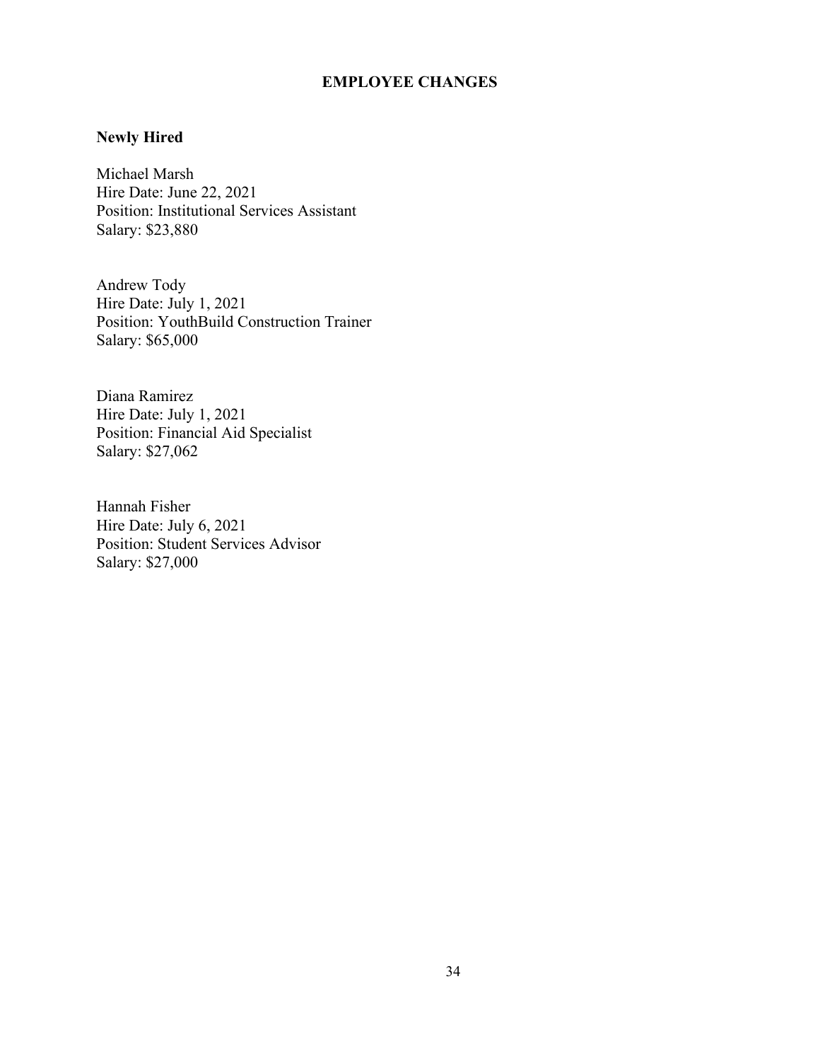# EMPLOYEE CHANGES

## Newly Hired

Michael Marsh
Hire Date: June 22, 2021
Position: Institutional Services Assistant
Salary: $23,880

Andrew Tody
Hire Date: July 1, 2021
Position: YouthBuild Construction Trainer
Salary: $65,000

Diana Ramirez
Hire Date: July 1, 2021
Position: Financial Aid Specialist
Salary: $27,062

Hannah Fisher
Hire Date: July 6, 2021
Position: Student Services Advisor
Salary: $27,000